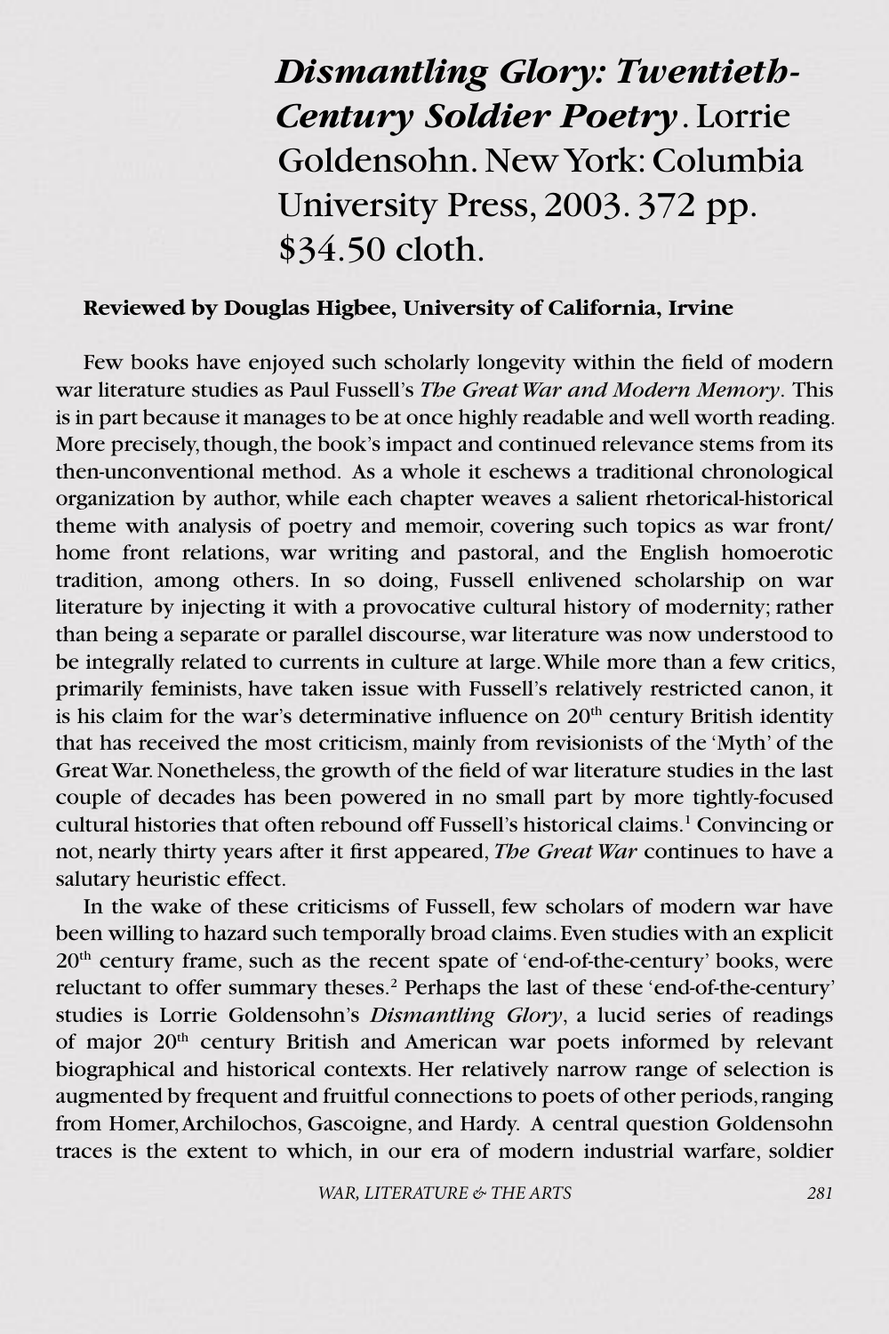# *Dismantling Glory: Twentieth-Century Soldier Poetry*. Lorrie Goldensohn. New York: Columbia University Press, 2003. 372 pp. $34.50 cloth.

**Reviewed by Douglas Higbee, University of California, Irvine**

Few books have enjoyed such scholarly longevity within the field of modern war literature studies as Paul Fussell's *The Great War and Modern Memory*. This is in part because it manages to be at once highly readable and well worth reading. More precisely, though, the book's impact and continued relevance stems from its then-unconventional method. As a whole it eschews a traditional chronological organization by author, while each chapter weaves a salient rhetorical-historical theme with analysis of poetry and memoir, covering such topics as war front/home front relations, war writing and pastoral, and the English homoerotic tradition, among others. In so doing, Fussell enlivened scholarship on war literature by injecting it with a provocative cultural history of modernity; rather than being a separate or parallel discourse, war literature was now understood to be integrally related to currents in culture at large. While more than a few critics, primarily feminists, have taken issue with Fussell's relatively restricted canon, it is his claim for the war's determinative influence on 20th century British identity that has received the most criticism, mainly from revisionists of the 'Myth' of the Great War. Nonetheless, the growth of the field of war literature studies in the last couple of decades has been powered in no small part by more tightly-focused cultural histories that often rebound off Fussell's historical claims.[1] Convincing or not, nearly thirty years after it first appeared, *The Great War* continues to have a salutary heuristic effect.

In the wake of these criticisms of Fussell, few scholars of modern war have been willing to hazard such temporally broad claims. Even studies with an explicit 20th century frame, such as the recent spate of 'end-of-the-century' books, were reluctant to offer summary theses.[2] Perhaps the last of these 'end-of-the-century' studies is Lorrie Goldensohn's *Dismantling Glory*, a lucid series of readings of major 20th century British and American war poets informed by relevant biographical and historical contexts. Her relatively narrow range of selection is augmented by frequent and fruitful connections to poets of other periods, ranging from Homer, Archilochos, Gascoigne, and Hardy. A central question Goldensohn traces is the extent to which, in our era of modern industrial warfare, soldier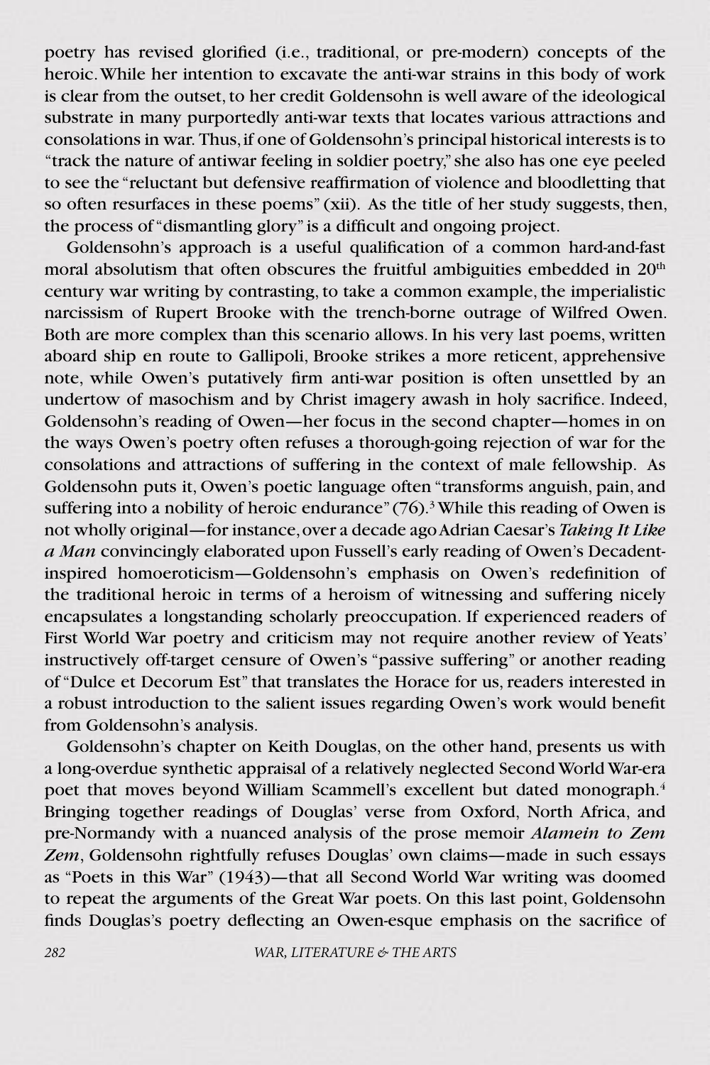poetry has revised glorified (i.e., traditional, or pre-modern) concepts of the heroic. While her intention to excavate the anti-war strains in this body of work is clear from the outset, to her credit Goldensohn is well aware of the ideological substrate in many purportedly anti-war texts that locates various attractions and consolations in war. Thus, if one of Goldensohn's principal historical interests is to "track the nature of antiwar feeling in soldier poetry," she also has one eye peeled to see the "reluctant but defensive reaffirmation of violence and bloodletting that so often resurfaces in these poems" (xii). As the title of her study suggests, then, the process of "dismantling glory" is a difficult and ongoing project.

Goldensohn's approach is a useful qualification of a common hard-and-fast moral absolutism that often obscures the fruitful ambiguities embedded in 20th century war writing by contrasting, to take a common example, the imperialistic narcissism of Rupert Brooke with the trench-borne outrage of Wilfred Owen. Both are more complex than this scenario allows. In his very last poems, written aboard ship en route to Gallipoli, Brooke strikes a more reticent, apprehensive note, while Owen's putatively firm anti-war position is often unsettled by an undertow of masochism and by Christ imagery awash in holy sacrifice. Indeed, Goldensohn's reading of Owen—her focus in the second chapter—homes in on the ways Owen's poetry often refuses a thorough-going rejection of war for the consolations and attractions of suffering in the context of male fellowship. As Goldensohn puts it, Owen's poetic language often "transforms anguish, pain, and suffering into a nobility of heroic endurance" (76).[3] While this reading of Owen is not wholly original—for instance, over a decade ago Adrian Caesar's *Taking It Like a Man* convincingly elaborated upon Fussell's early reading of Owen's Decadent-inspired homoeroticism—Goldensohn's emphasis on Owen's redefinition of the traditional heroic in terms of a heroism of witnessing and suffering nicely encapsulates a longstanding scholarly preoccupation. If experienced readers of First World War poetry and criticism may not require another review of Yeats' instructively off-target censure of Owen's "passive suffering" or another reading of "Dulce et Decorum Est" that translates the Horace for us, readers interested in a robust introduction to the salient issues regarding Owen's work would benefit from Goldensohn's analysis.

Goldensohn's chapter on Keith Douglas, on the other hand, presents us with a long-overdue synthetic appraisal of a relatively neglected Second World War-era poet that moves beyond William Scammell's excellent but dated monograph.[4] Bringing together readings of Douglas' verse from Oxford, North Africa, and pre-Normandy with a nuanced analysis of the prose memoir *Alamein to Zem Zem*, Goldensohn rightfully refuses Douglas' own claims—made in such essays as "Poets in this War" (1943)—that all Second World War writing was doomed to repeat the arguments of the Great War poets. On this last point, Goldensohn finds Douglas's poetry deflecting an Owen-esque emphasis on the sacrifice of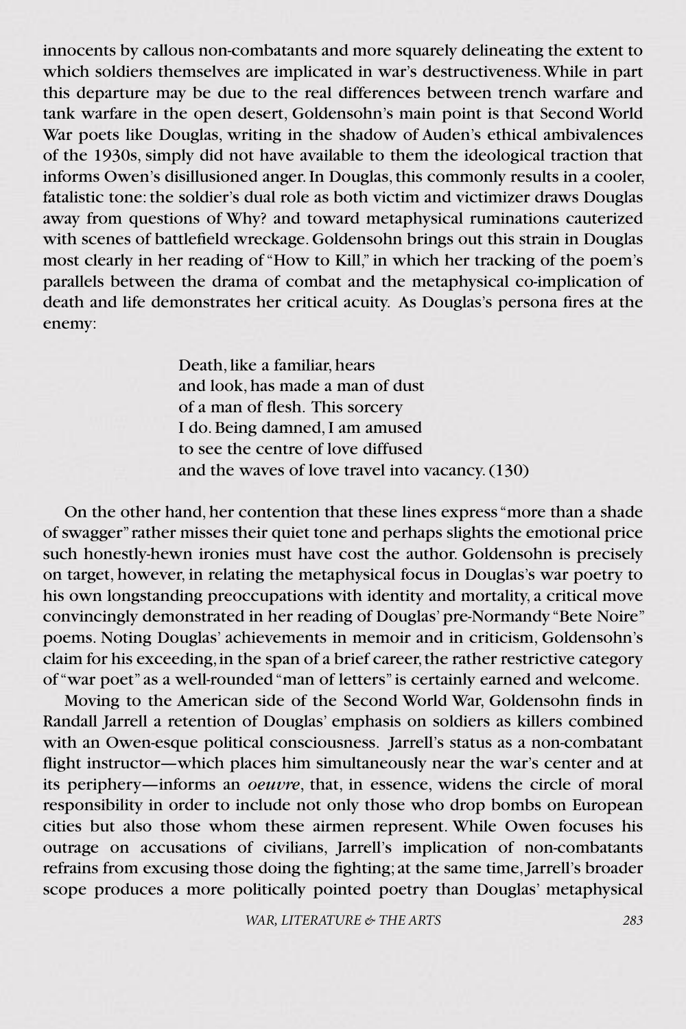innocents by callous non-combatants and more squarely delineating the extent to which soldiers themselves are implicated in war's destructiveness. While in part this departure may be due to the real differences between trench warfare and tank warfare in the open desert, Goldensohn's main point is that Second World War poets like Douglas, writing in the shadow of Auden's ethical ambivalences of the 1930s, simply did not have available to them the ideological traction that informs Owen's disillusioned anger. In Douglas, this commonly results in a cooler, fatalistic tone: the soldier's dual role as both victim and victimizer draws Douglas away from questions of Why? and toward metaphysical ruminations cauterized with scenes of battlefield wreckage. Goldensohn brings out this strain in Douglas most clearly in her reading of "How to Kill," in which her tracking of the poem's parallels between the drama of combat and the metaphysical co-implication of death and life demonstrates her critical acuity. As Douglas's persona fires at the enemy:

> Death, like a familiar, hears
> and look, has made a man of dust
> of a man of flesh. This sorcery
> I do. Being damned, I am amused
> to see the centre of love diffused
> and the waves of love travel into vacancy. (130)

On the other hand, her contention that these lines express "more than a shade of swagger" rather misses their quiet tone and perhaps slights the emotional price such honestly-hewn ironies must have cost the author. Goldensohn is precisely on target, however, in relating the metaphysical focus in Douglas's war poetry to his own longstanding preoccupations with identity and mortality, a critical move convincingly demonstrated in her reading of Douglas' pre-Normandy "Bete Noire" poems. Noting Douglas' achievements in memoir and in criticism, Goldensohn's claim for his exceeding, in the span of a brief career, the rather restrictive category of "war poet" as a well-rounded "man of letters" is certainly earned and welcome.

Moving to the American side of the Second World War, Goldensohn finds in Randall Jarrell a retention of Douglas' emphasis on soldiers as killers combined with an Owen-esque political consciousness. Jarrell's status as a non-combatant flight instructor—which places him simultaneously near the war's center and at its periphery—informs an *oeuvre*, that, in essence, widens the circle of moral responsibility in order to include not only those who drop bombs on European cities but also those whom these airmen represent. While Owen focuses his outrage on accusations of civilians, Jarrell's implication of non-combatants refrains from excusing those doing the fighting; at the same time, Jarrell's broader scope produces a more politically pointed poetry than Douglas' metaphysical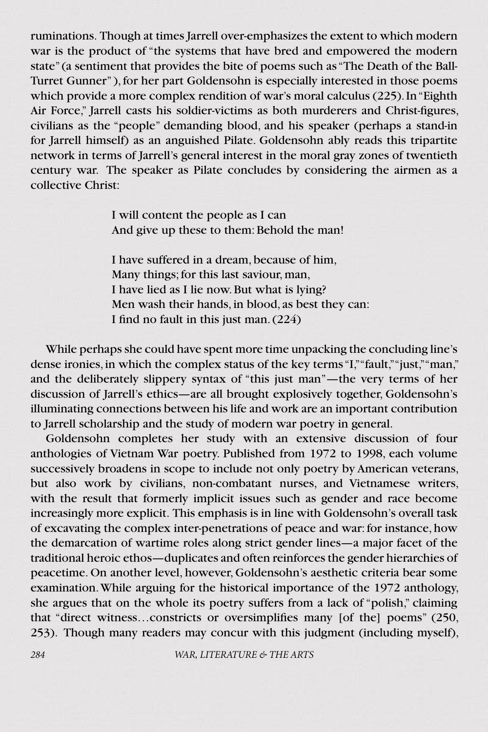ruminations. Though at times Jarrell over-emphasizes the extent to which modern war is the product of "the systems that have bred and empowered the modern state" (a sentiment that provides the bite of poems such as "The Death of the Ball-Turret Gunner"), for her part Goldensohn is especially interested in those poems which provide a more complex rendition of war's moral calculus (225). In "Eighth Air Force," Jarrell casts his soldier-victims as both murderers and Christ-figures, civilians as the "people" demanding blood, and his speaker (perhaps a stand-in for Jarrell himself) as an anguished Pilate. Goldensohn ably reads this tripartite network in terms of Jarrell's general interest in the moral gray zones of twentieth century war. The speaker as Pilate concludes by considering the airmen as a collective Christ:

> I will content the people as I can
> And give up these to them: Behold the man!
>
> I have suffered in a dream, because of him,
> Many things; for this last saviour, man,
> I have lied as I lie now. But what is lying?
> Men wash their hands, in blood, as best they can:
> I find no fault in this just man. (224)

While perhaps she could have spent more time unpacking the concluding line's dense ironies, in which the complex status of the key terms "I," "fault," "just," "man," and the deliberately slippery syntax of "this just man"—the very terms of her discussion of Jarrell's ethics—are all brought explosively together, Goldensohn's illuminating connections between his life and work are an important contribution to Jarrell scholarship and the study of modern war poetry in general.

Goldensohn completes her study with an extensive discussion of four anthologies of Vietnam War poetry. Published from 1972 to 1998, each volume successively broadens in scope to include not only poetry by American veterans, but also work by civilians, non-combatant nurses, and Vietnamese writers, with the result that formerly implicit issues such as gender and race become increasingly more explicit. This emphasis is in line with Goldensohn's overall task of excavating the complex inter-penetrations of peace and war: for instance, how the demarcation of wartime roles along strict gender lines—a major facet of the traditional heroic ethos—duplicates and often reinforces the gender hierarchies of peacetime. On another level, however, Goldensohn's aesthetic criteria bear some examination. While arguing for the historical importance of the 1972 anthology, she argues that on the whole its poetry suffers from a lack of "polish," claiming that "direct witness…constricts or oversimplifies many [of the] poems" (250, 253). Though many readers may concur with this judgment (including myself),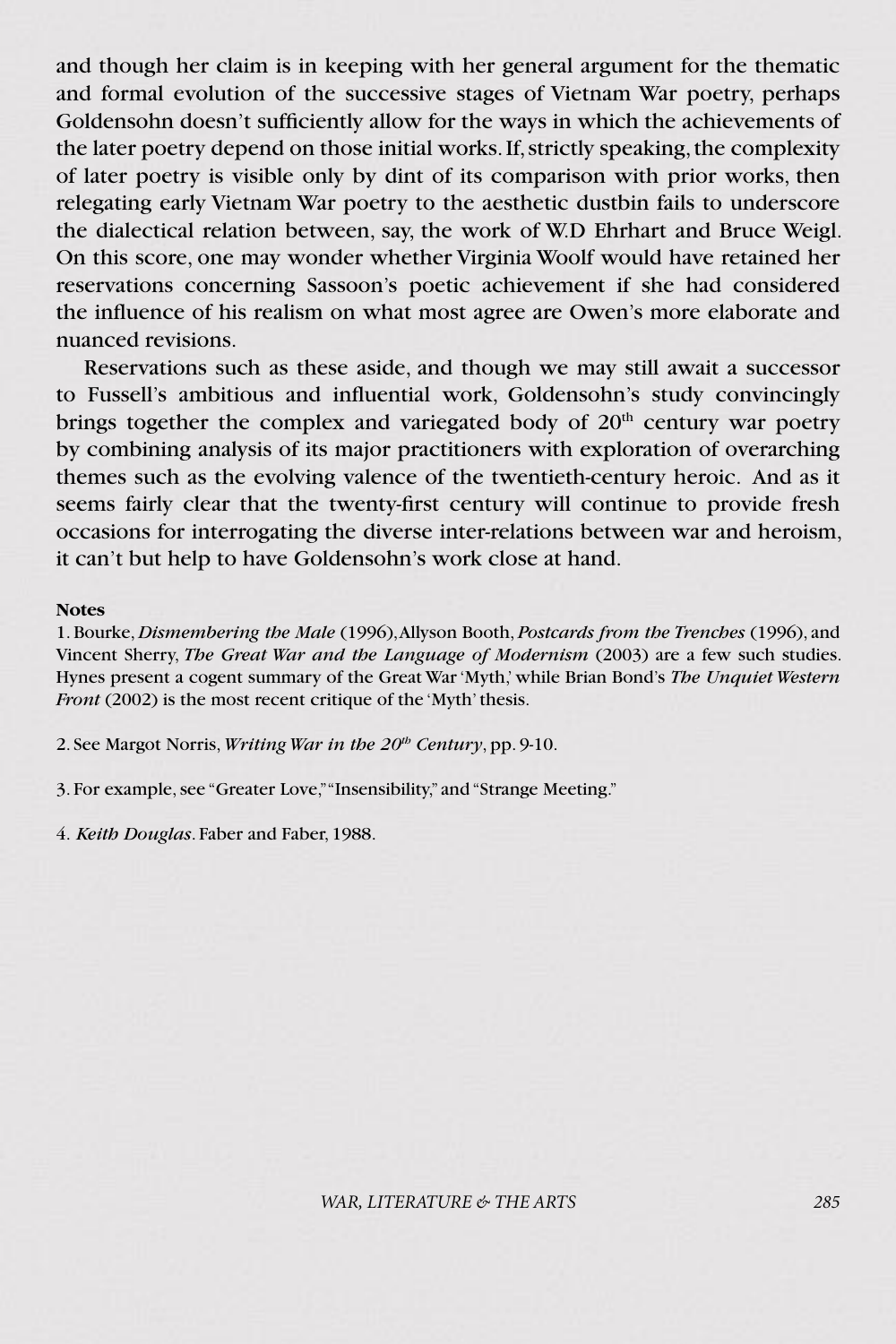and though her claim is in keeping with her general argument for the thematic and formal evolution of the successive stages of Vietnam War poetry, perhaps Goldensohn doesn't sufficiently allow for the ways in which the achievements of the later poetry depend on those initial works. If, strictly speaking, the complexity of later poetry is visible only by dint of its comparison with prior works, then relegating early Vietnam War poetry to the aesthetic dustbin fails to underscore the dialectical relation between, say, the work of W.D Ehrhart and Bruce Weigl. On this score, one may wonder whether Virginia Woolf would have retained her reservations concerning Sassoon's poetic achievement if she had considered the influence of his realism on what most agree are Owen's more elaborate and nuanced revisions.

Reservations such as these aside, and though we may still await a successor to Fussell's ambitious and influential work, Goldensohn's study convincingly brings together the complex and variegated body of 20th century war poetry by combining analysis of its major practitioners with exploration of overarching themes such as the evolving valence of the twentieth-century heroic. And as it seems fairly clear that the twenty-first century will continue to provide fresh occasions for interrogating the diverse inter-relations between war and heroism, it can't but help to have Goldensohn's work close at hand.

**Notes**

1. Bourke, *Dismembering the Male* (1996), Allyson Booth, *Postcards from the Trenches* (1996), and Vincent Sherry, *The Great War and the Language of Modernism* (2003) are a few such studies. Hynes present a cogent summary of the Great War 'Myth,' while Brian Bond's *The Unquiet Western Front* (2002) is the most recent critique of the 'Myth' thesis.

2. See Margot Norris, *Writing War in the 20th Century*, pp. 9-10.

3. For example, see "Greater Love," "Insensibility," and "Strange Meeting."

4. *Keith Douglas*. Faber and Faber, 1988.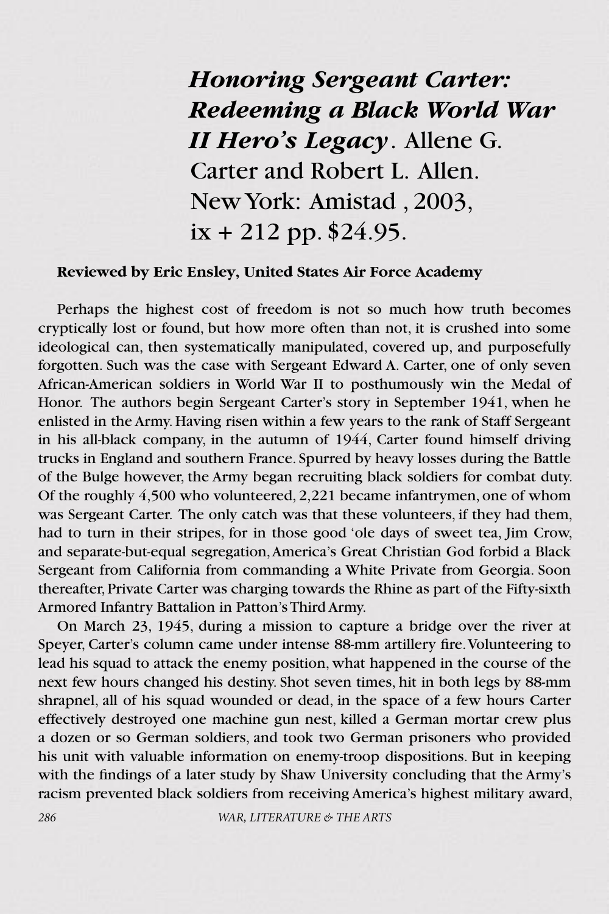## *Honoring Sergeant Carter: Redeeming a Black World War II Hero's Legacy*. Allene G. Carter and Robert L. Allen. New York: Amistad , 2003, ix + 212 pp. $24.95.

**Reviewed by Eric Ensley, United States Air Force Academy**

Perhaps the highest cost of freedom is not so much how truth becomes cryptically lost or found, but how more often than not, it is crushed into some ideological can, then systematically manipulated, covered up, and purposefully forgotten. Such was the case with Sergeant Edward A. Carter, one of only seven African-American soldiers in World War II to posthumously win the Medal of Honor. The authors begin Sergeant Carter's story in September 1941, when he enlisted in the Army. Having risen within a few years to the rank of Staff Sergeant in his all-black company, in the autumn of 1944, Carter found himself driving trucks in England and southern France. Spurred by heavy losses during the Battle of the Bulge however, the Army began recruiting black soldiers for combat duty. Of the roughly 4,500 who volunteered, 2,221 became infantrymen, one of whom was Sergeant Carter. The only catch was that these volunteers, if they had them, had to turn in their stripes, for in those good 'ole days of sweet tea, Jim Crow, and separate-but-equal segregation, America's Great Christian God forbid a Black Sergeant from California from commanding a White Private from Georgia. Soon thereafter, Private Carter was charging towards the Rhine as part of the Fifty-sixth Armored Infantry Battalion in Patton's Third Army.

On March 23, 1945, during a mission to capture a bridge over the river at Speyer, Carter's column came under intense 88-mm artillery fire. Volunteering to lead his squad to attack the enemy position, what happened in the course of the next few hours changed his destiny. Shot seven times, hit in both legs by 88-mm shrapnel, all of his squad wounded or dead, in the space of a few hours Carter effectively destroyed one machine gun nest, killed a German mortar crew plus a dozen or so German soldiers, and took two German prisoners who provided his unit with valuable information on enemy-troop dispositions. But in keeping with the findings of a later study by Shaw University concluding that the Army's racism prevented black soldiers from receiving America's highest military award,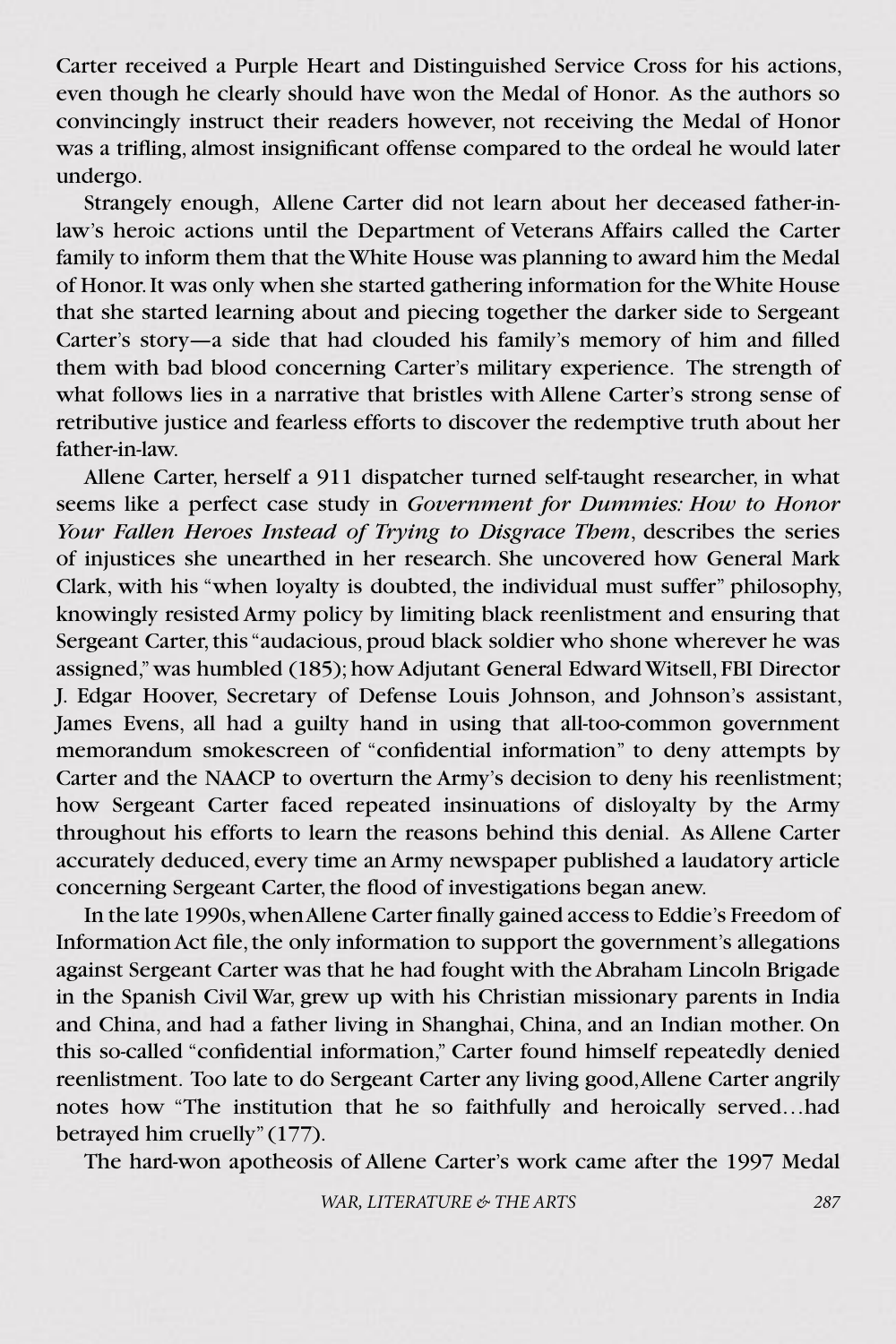Carter received a Purple Heart and Distinguished Service Cross for his actions, even though he clearly should have won the Medal of Honor. As the authors so convincingly instruct their readers however, not receiving the Medal of Honor was a trifling, almost insignificant offense compared to the ordeal he would later undergo.

Strangely enough, Allene Carter did not learn about her deceased father-in-law's heroic actions until the Department of Veterans Affairs called the Carter family to inform them that the White House was planning to award him the Medal of Honor. It was only when she started gathering information for the White House that she started learning about and piecing together the darker side to Sergeant Carter's story—a side that had clouded his family's memory of him and filled them with bad blood concerning Carter's military experience. The strength of what follows lies in a narrative that bristles with Allene Carter's strong sense of retributive justice and fearless efforts to discover the redemptive truth about her father-in-law.

Allene Carter, herself a 911 dispatcher turned self-taught researcher, in what seems like a perfect case study in *Government for Dummies: How to Honor Your Fallen Heroes Instead of Trying to Disgrace Them*, describes the series of injustices she unearthed in her research. She uncovered how General Mark Clark, with his "when loyalty is doubted, the individual must suffer" philosophy, knowingly resisted Army policy by limiting black reenlistment and ensuring that Sergeant Carter, this "audacious, proud black soldier who shone wherever he was assigned," was humbled (185); how Adjutant General Edward Witsell, FBI Director J. Edgar Hoover, Secretary of Defense Louis Johnson, and Johnson's assistant, James Evens, all had a guilty hand in using that all-too-common government memorandum smokescreen of "confidential information" to deny attempts by Carter and the NAACP to overturn the Army's decision to deny his reenlistment; how Sergeant Carter faced repeated insinuations of disloyalty by the Army throughout his efforts to learn the reasons behind this denial. As Allene Carter accurately deduced, every time an Army newspaper published a laudatory article concerning Sergeant Carter, the flood of investigations began anew.

In the late 1990s, when Allene Carter finally gained access to Eddie's Freedom of Information Act file, the only information to support the government's allegations against Sergeant Carter was that he had fought with the Abraham Lincoln Brigade in the Spanish Civil War, grew up with his Christian missionary parents in India and China, and had a father living in Shanghai, China, and an Indian mother. On this so-called "confidential information," Carter found himself repeatedly denied reenlistment. Too late to do Sergeant Carter any living good, Allene Carter angrily notes how "The institution that he so faithfully and heroically served…had betrayed him cruelly" (177).

The hard-won apotheosis of Allene Carter's work came after the 1997 Medal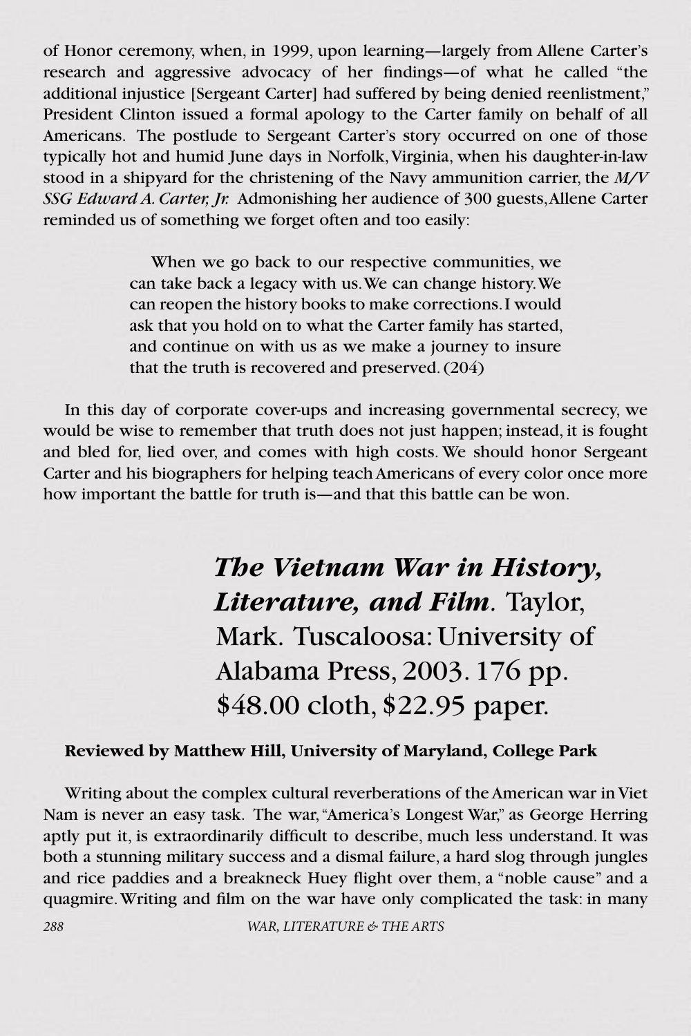of Honor ceremony, when, in 1999, upon learning—largely from Allene Carter's research and aggressive advocacy of her findings—of what he called "the additional injustice [Sergeant Carter] had suffered by being denied reenlistment," President Clinton issued a formal apology to the Carter family on behalf of all Americans. The postlude to Sergeant Carter's story occurred on one of those typically hot and humid June days in Norfolk, Virginia, when his daughter-in-law stood in a shipyard for the christening of the Navy ammunition carrier, the *M/V SSG Edward A. Carter, Jr.* Admonishing her audience of 300 guests, Allene Carter reminded us of something we forget often and too easily:

> When we go back to our respective communities, we can take back a legacy with us. We can change history. We can reopen the history books to make corrections. I would ask that you hold on to what the Carter family has started, and continue on with us as we make a journey to insure that the truth is recovered and preserved. (204)

In this day of corporate cover-ups and increasing governmental secrecy, we would be wise to remember that truth does not just happen; instead, it is fought and bled for, lied over, and comes with high costs. We should honor Sergeant Carter and his biographers for helping teach Americans of every color once more how important the battle for truth is—and that this battle can be won.

## *The Vietnam War in History, Literature, and Film*. Taylor, Mark. Tuscaloosa: University of Alabama Press, 2003. 176 pp. $48.00 cloth, $22.95 paper.

**Reviewed by Matthew Hill, University of Maryland, College Park**

Writing about the complex cultural reverberations of the American war in Viet Nam is never an easy task. The war, "America's Longest War," as George Herring aptly put it, is extraordinarily difficult to describe, much less understand. It was both a stunning military success and a dismal failure, a hard slog through jungles and rice paddies and a breakneck Huey flight over them, a "noble cause" and a quagmire. Writing and film on the war have only complicated the task: in many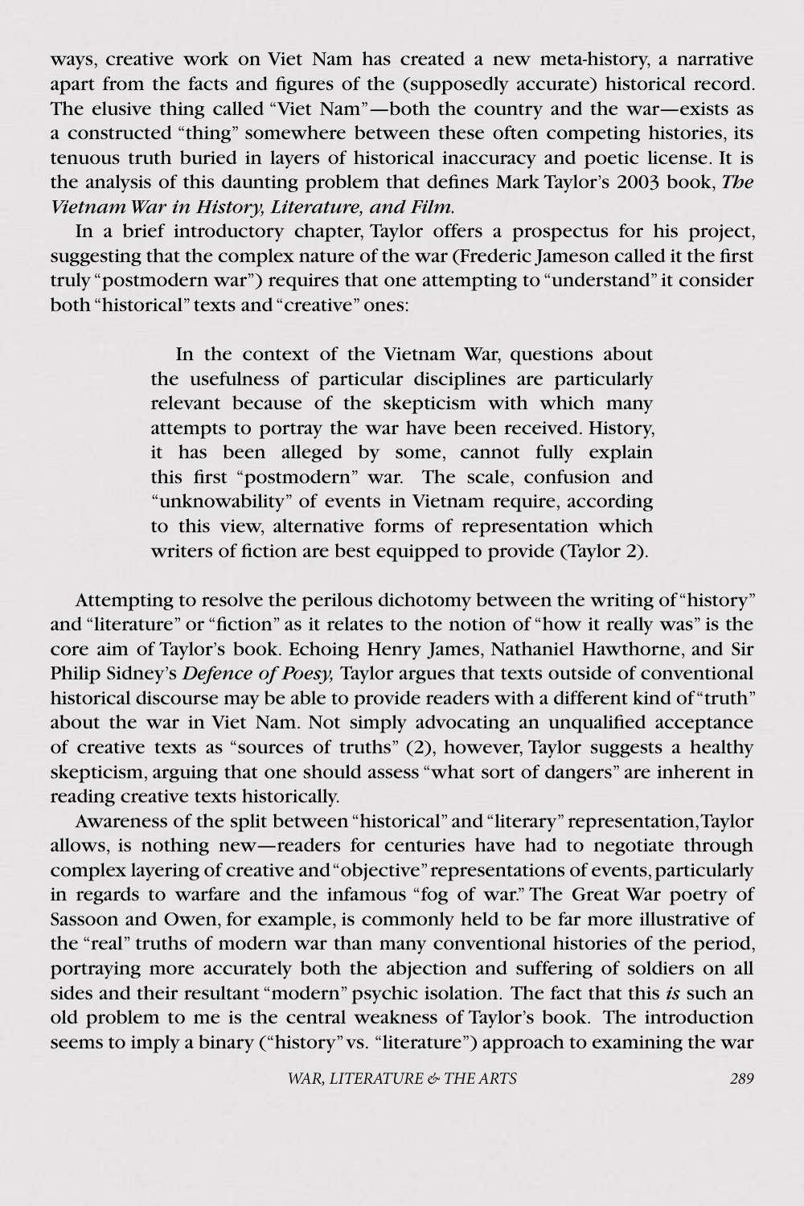ways, creative work on Viet Nam has created a new meta-history, a narrative apart from the facts and figures of the (supposedly accurate) historical record. The elusive thing called "Viet Nam"—both the country and the war—exists as a constructed "thing" somewhere between these often competing histories, its tenuous truth buried in layers of historical inaccuracy and poetic license. It is the analysis of this daunting problem that defines Mark Taylor's 2003 book, *The Vietnam War in History, Literature, and Film.*

In a brief introductory chapter, Taylor offers a prospectus for his project, suggesting that the complex nature of the war (Frederic Jameson called it the first truly "postmodern war") requires that one attempting to "understand" it consider both "historical" texts and "creative" ones:

> In the context of the Vietnam War, questions about the usefulness of particular disciplines are particularly relevant because of the skepticism with which many attempts to portray the war have been received. History, it has been alleged by some, cannot fully explain this first "postmodern" war. The scale, confusion and "unknowability" of events in Vietnam require, according to this view, alternative forms of representation which writers of fiction are best equipped to provide (Taylor 2).

Attempting to resolve the perilous dichotomy between the writing of "history" and "literature" or "fiction" as it relates to the notion of "how it really was" is the core aim of Taylor's book. Echoing Henry James, Nathaniel Hawthorne, and Sir Philip Sidney's *Defence of Poesy,* Taylor argues that texts outside of conventional historical discourse may be able to provide readers with a different kind of "truth" about the war in Viet Nam. Not simply advocating an unqualified acceptance of creative texts as "sources of truths" (2), however, Taylor suggests a healthy skepticism, arguing that one should assess "what sort of dangers" are inherent in reading creative texts historically.

Awareness of the split between "historical" and "literary" representation, Taylor allows, is nothing new—readers for centuries have had to negotiate through complex layering of creative and "objective" representations of events, particularly in regards to warfare and the infamous "fog of war." The Great War poetry of Sassoon and Owen, for example, is commonly held to be far more illustrative of the "real" truths of modern war than many conventional histories of the period, portraying more accurately both the abjection and suffering of soldiers on all sides and their resultant "modern" psychic isolation. The fact that this *is* such an old problem to me is the central weakness of Taylor's book. The introduction seems to imply a binary ("history" vs. "literature") approach to examining the war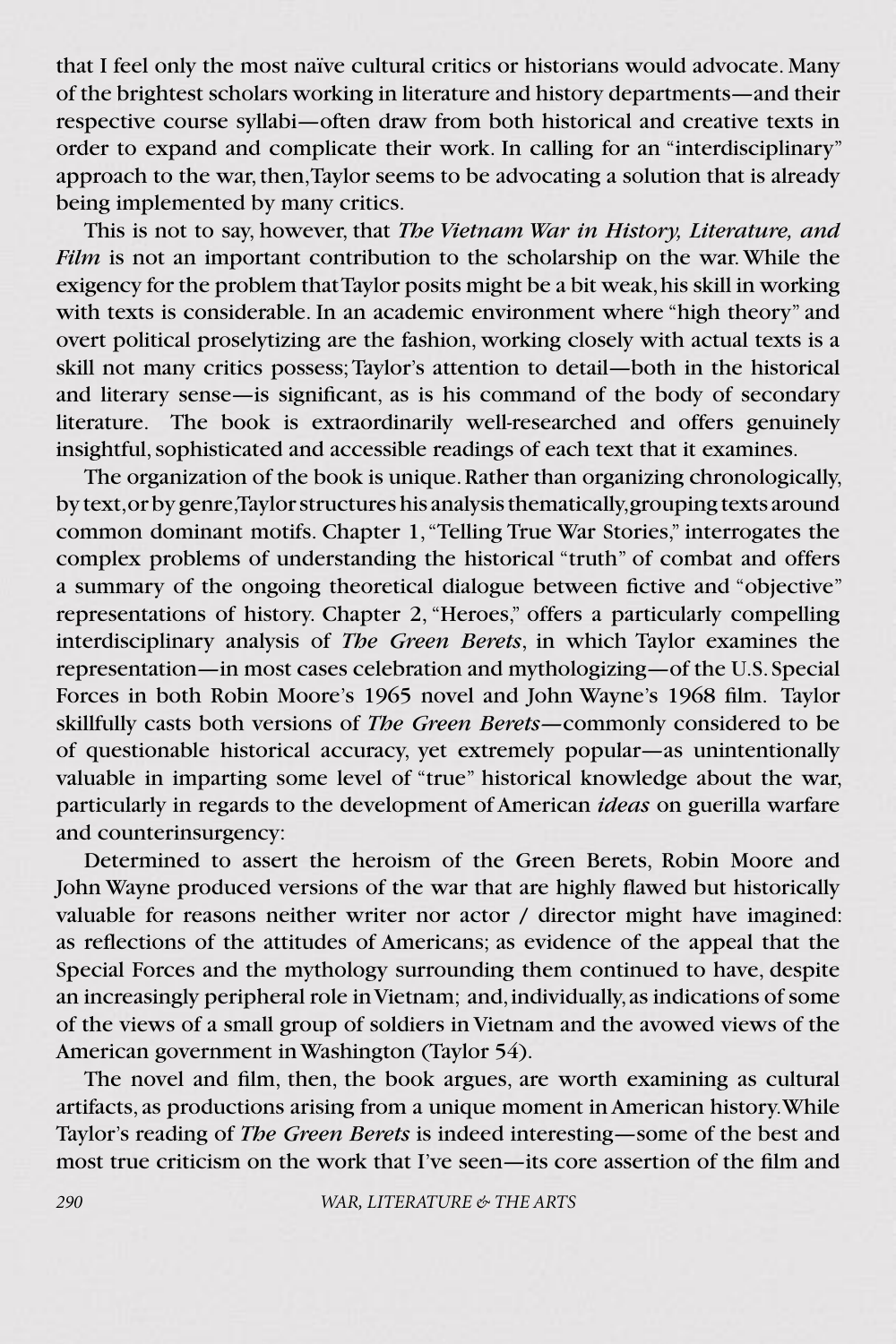that I feel only the most naïve cultural critics or historians would advocate. Many of the brightest scholars working in literature and history departments—and their respective course syllabi—often draw from both historical and creative texts in order to expand and complicate their work. In calling for an "interdisciplinary" approach to the war, then, Taylor seems to be advocating a solution that is already being implemented by many critics.

This is not to say, however, that *The Vietnam War in History, Literature, and Film* is not an important contribution to the scholarship on the war. While the exigency for the problem that Taylor posits might be a bit weak, his skill in working with texts is considerable. In an academic environment where "high theory" and overt political proselytizing are the fashion, working closely with actual texts is a skill not many critics possess; Taylor's attention to detail—both in the historical and literary sense—is significant, as is his command of the body of secondary literature. The book is extraordinarily well-researched and offers genuinely insightful, sophisticated and accessible readings of each text that it examines.

The organization of the book is unique. Rather than organizing chronologically, by text, or by genre, Taylor structures his analysis thematically, grouping texts around common dominant motifs. Chapter 1, "Telling True War Stories," interrogates the complex problems of understanding the historical "truth" of combat and offers a summary of the ongoing theoretical dialogue between fictive and "objective" representations of history. Chapter 2, "Heroes," offers a particularly compelling interdisciplinary analysis of *The Green Berets*, in which Taylor examines the representation—in most cases celebration and mythologizing—of the U.S. Special Forces in both Robin Moore's 1965 novel and John Wayne's 1968 film. Taylor skillfully casts both versions of *The Green Berets*—commonly considered to be of questionable historical accuracy, yet extremely popular—as unintentionally valuable in imparting some level of "true" historical knowledge about the war, particularly in regards to the development of American *ideas* on guerilla warfare and counterinsurgency:

Determined to assert the heroism of the Green Berets, Robin Moore and John Wayne produced versions of the war that are highly flawed but historically valuable for reasons neither writer nor actor / director might have imagined: as reflections of the attitudes of Americans; as evidence of the appeal that the Special Forces and the mythology surrounding them continued to have, despite an increasingly peripheral role in Vietnam; and, individually, as indications of some of the views of a small group of soldiers in Vietnam and the avowed views of the American government in Washington (Taylor 54).

The novel and film, then, the book argues, are worth examining as cultural artifacts, as productions arising from a unique moment in American history. While Taylor's reading of *The Green Berets* is indeed interesting—some of the best and most true criticism on the work that I've seen—its core assertion of the film and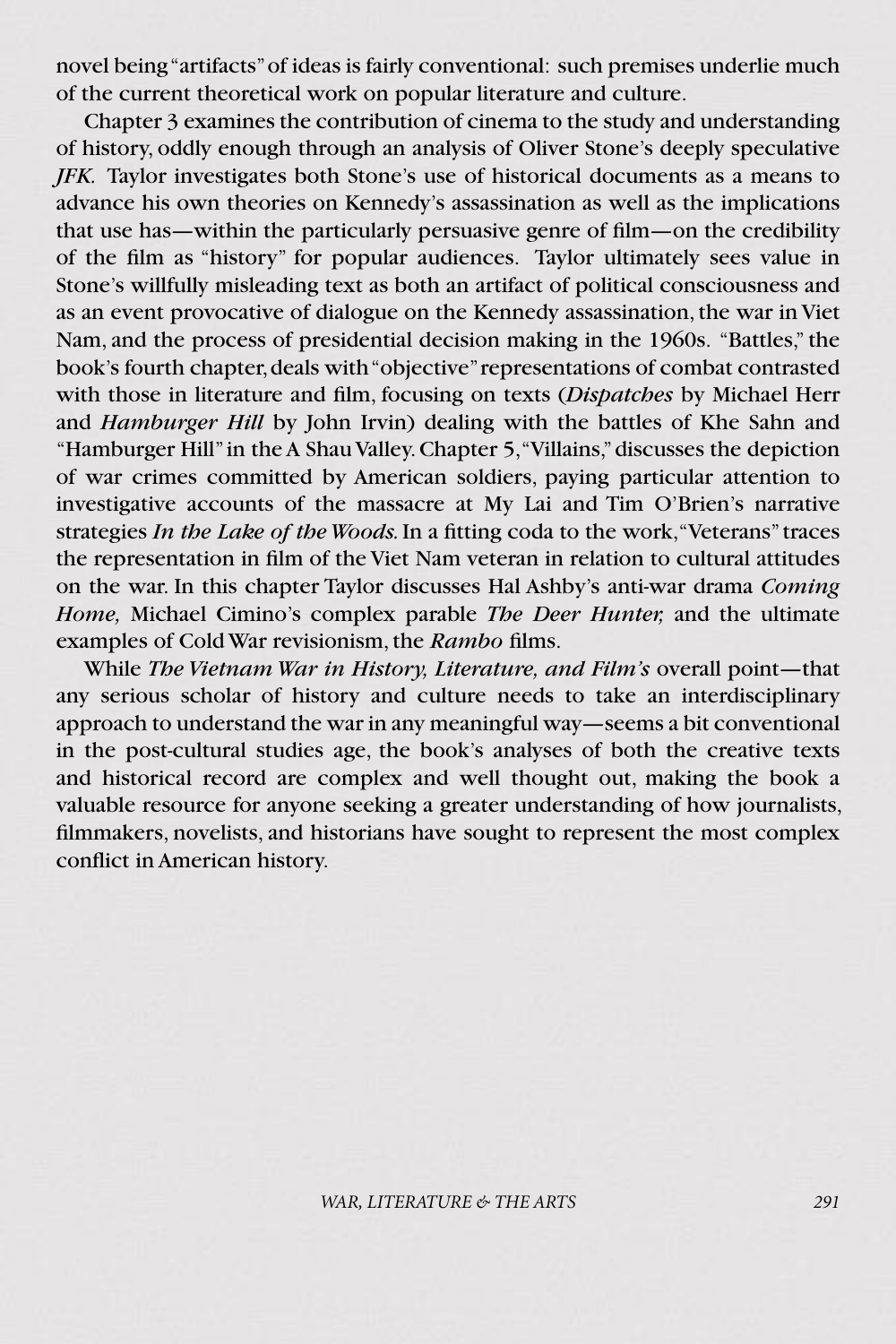novel being "artifacts" of ideas is fairly conventional: such premises underlie much of the current theoretical work on popular literature and culture.

Chapter 3 examines the contribution of cinema to the study and understanding of history, oddly enough through an analysis of Oliver Stone's deeply speculative *JFK.* Taylor investigates both Stone's use of historical documents as a means to advance his own theories on Kennedy's assassination as well as the implications that use has—within the particularly persuasive genre of film—on the credibility of the film as "history" for popular audiences. Taylor ultimately sees value in Stone's willfully misleading text as both an artifact of political consciousness and as an event provocative of dialogue on the Kennedy assassination, the war in Viet Nam, and the process of presidential decision making in the 1960s. "Battles," the book's fourth chapter, deals with "objective" representations of combat contrasted with those in literature and film, focusing on texts (*Dispatches* by Michael Herr and *Hamburger Hill* by John Irvin) dealing with the battles of Khe Sahn and "Hamburger Hill" in the A Shau Valley. Chapter 5, "Villains," discusses the depiction of war crimes committed by American soldiers, paying particular attention to investigative accounts of the massacre at My Lai and Tim O'Brien's narrative strategies *In the Lake of the Woods.* In a fitting coda to the work, "Veterans" traces the representation in film of the Viet Nam veteran in relation to cultural attitudes on the war. In this chapter Taylor discusses Hal Ashby's anti-war drama *Coming Home,* Michael Cimino's complex parable *The Deer Hunter,* and the ultimate examples of Cold War revisionism, the *Rambo* films.

While *The Vietnam War in History, Literature, and Film's* overall point—that any serious scholar of history and culture needs to take an interdisciplinary approach to understand the war in any meaningful way—seems a bit conventional in the post-cultural studies age, the book's analyses of both the creative texts and historical record are complex and well thought out, making the book a valuable resource for anyone seeking a greater understanding of how journalists, filmmakers, novelists, and historians have sought to represent the most complex conflict in American history.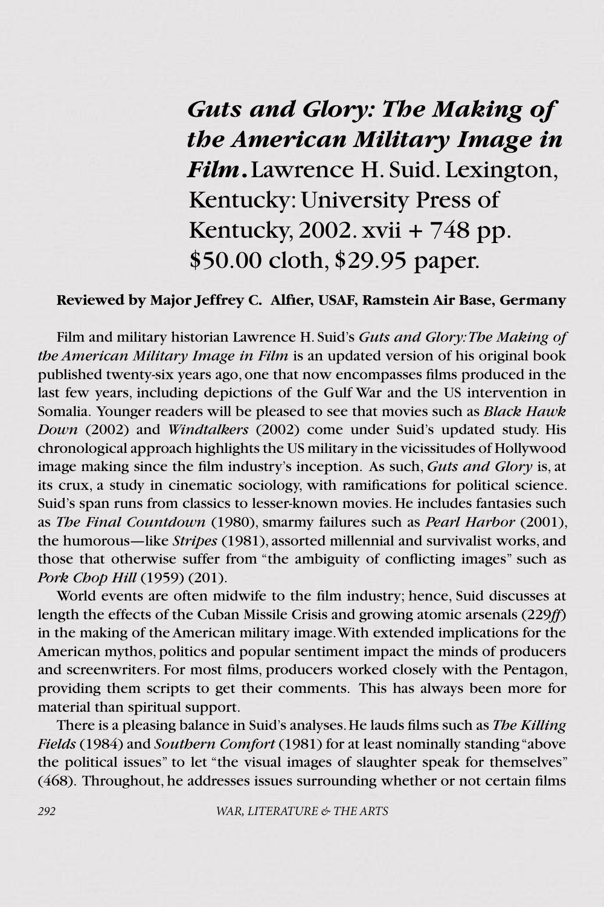## ***Guts and Glory: The Making of the American Military Image in Film.*** Lawrence H. Suid. Lexington, Kentucky: University Press of Kentucky, 2002. xvii + 748 pp. $50.00 cloth, $29.95 paper.

**Reviewed by Major Jeffrey C. Alfier, USAF, Ramstein Air Base, Germany**

Film and military historian Lawrence H. Suid's *Guts and Glory: The Making of the American Military Image in Film* is an updated version of his original book published twenty-six years ago, one that now encompasses films produced in the last few years, including depictions of the Gulf War and the US intervention in Somalia. Younger readers will be pleased to see that movies such as *Black Hawk Down* (2002) and *Windtalkers* (2002) come under Suid's updated study. His chronological approach highlights the US military in the vicissitudes of Hollywood image making since the film industry's inception. As such, *Guts and Glory* is, at its crux, a study in cinematic sociology, with ramifications for political science. Suid's span runs from classics to lesser-known movies. He includes fantasies such as *The Final Countdown* (1980), smarmy failures such as *Pearl Harbor* (2001), the humorous—like *Stripes* (1981), assorted millennial and survivalist works, and those that otherwise suffer from "the ambiguity of conflicting images" such as *Pork Chop Hill* (1959) (201).

World events are often midwife to the film industry; hence, Suid discusses at length the effects of the Cuban Missile Crisis and growing atomic arsenals (229*ff*) in the making of the American military image. With extended implications for the American mythos, politics and popular sentiment impact the minds of producers and screenwriters. For most films, producers worked closely with the Pentagon, providing them scripts to get their comments. This has always been more for material than spiritual support.

There is a pleasing balance in Suid's analyses. He lauds films such as *The Killing Fields* (1984) and *Southern Comfort* (1981) for at least nominally standing "above the political issues" to let "the visual images of slaughter speak for themselves" (468). Throughout, he addresses issues surrounding whether or not certain films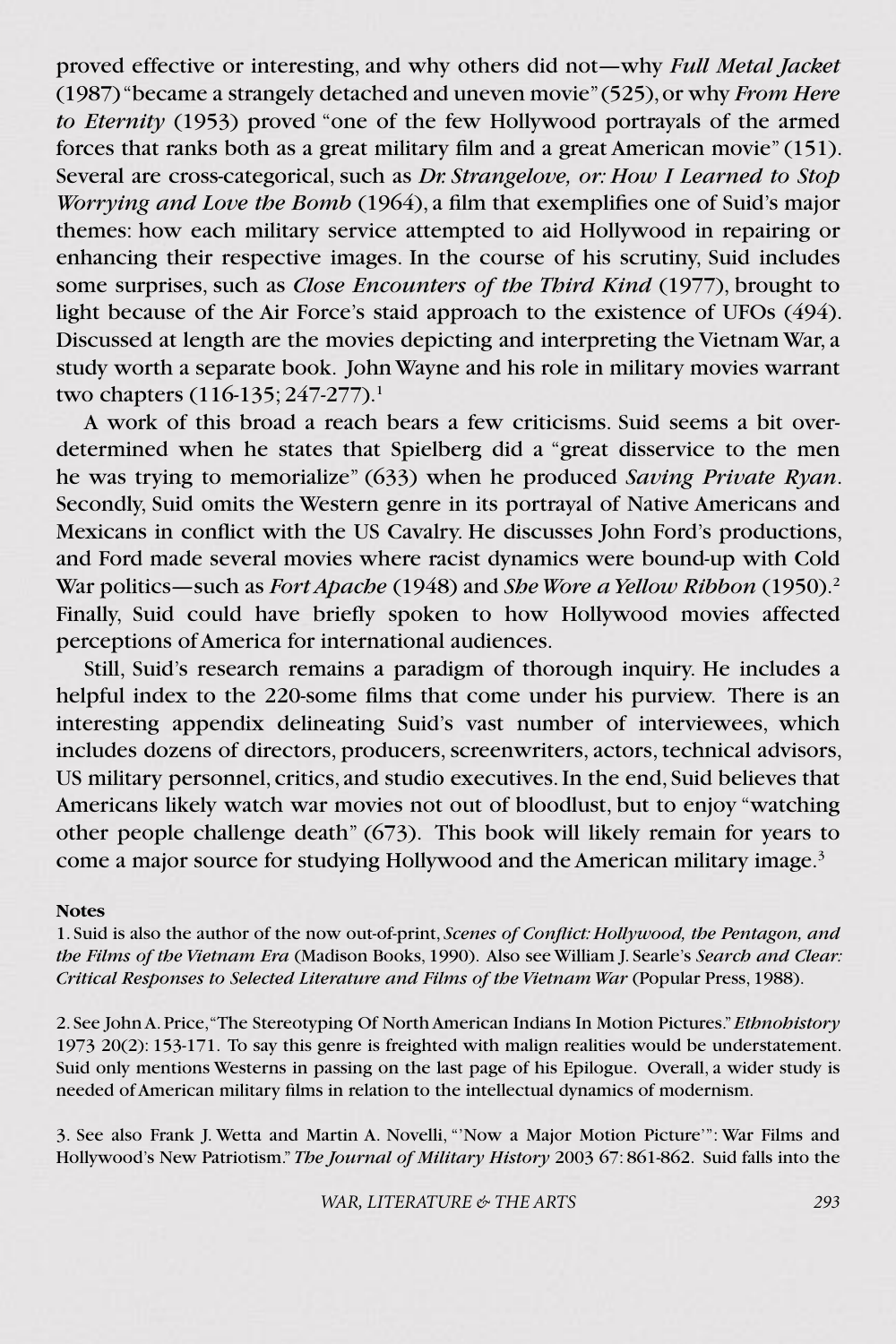proved effective or interesting, and why others did not—why *Full Metal Jacket* (1987) "became a strangely detached and uneven movie" (525), or why *From Here to Eternity* (1953) proved "one of the few Hollywood portrayals of the armed forces that ranks both as a great military film and a great American movie" (151). Several are cross-categorical, such as *Dr. Strangelove, or: How I Learned to Stop Worrying and Love the Bomb* (1964), a film that exemplifies one of Suid's major themes: how each military service attempted to aid Hollywood in repairing or enhancing their respective images. In the course of his scrutiny, Suid includes some surprises, such as *Close Encounters of the Third Kind* (1977), brought to light because of the Air Force's staid approach to the existence of UFOs (494). Discussed at length are the movies depicting and interpreting the Vietnam War, a study worth a separate book. John Wayne and his role in military movies warrant two chapters (116-135; 247-277).[1]

A work of this broad a reach bears a few criticisms. Suid seems a bit over-determined when he states that Spielberg did a "great disservice to the men he was trying to memorialize" (633) when he produced *Saving Private Ryan*. Secondly, Suid omits the Western genre in its portrayal of Native Americans and Mexicans in conflict with the US Cavalry. He discusses John Ford's productions, and Ford made several movies where racist dynamics were bound-up with Cold War politics—such as *Fort Apache* (1948) and *She Wore a Yellow Ribbon* (1950).[2] Finally, Suid could have briefly spoken to how Hollywood movies affected perceptions of America for international audiences.

Still, Suid's research remains a paradigm of thorough inquiry. He includes a helpful index to the 220-some films that come under his purview. There is an interesting appendix delineating Suid's vast number of interviewees, which includes dozens of directors, producers, screenwriters, actors, technical advisors, US military personnel, critics, and studio executives. In the end, Suid believes that Americans likely watch war movies not out of bloodlust, but to enjoy "watching other people challenge death" (673). This book will likely remain for years to come a major source for studying Hollywood and the American military image.[3]

**Notes**

1. Suid is also the author of the now out-of-print, *Scenes of Conflict: Hollywood, the Pentagon, and the Films of the Vietnam Era* (Madison Books, 1990). Also see William J. Searle's *Search and Clear: Critical Responses to Selected Literature and Films of the Vietnam War* (Popular Press, 1988).

2. See John A. Price, "The Stereotyping Of North American Indians In Motion Pictures." *Ethnohistory* 1973 20(2): 153-171. To say this genre is freighted with malign realities would be understatement. Suid only mentions Westerns in passing on the last page of his Epilogue. Overall, a wider study is needed of American military films in relation to the intellectual dynamics of modernism.

3. See also Frank J. Wetta and Martin A. Novelli, "'Now a Major Motion Picture'": War Films and Hollywood's New Patriotism." *The Journal of Military History* 2003 67: 861-862. Suid falls into the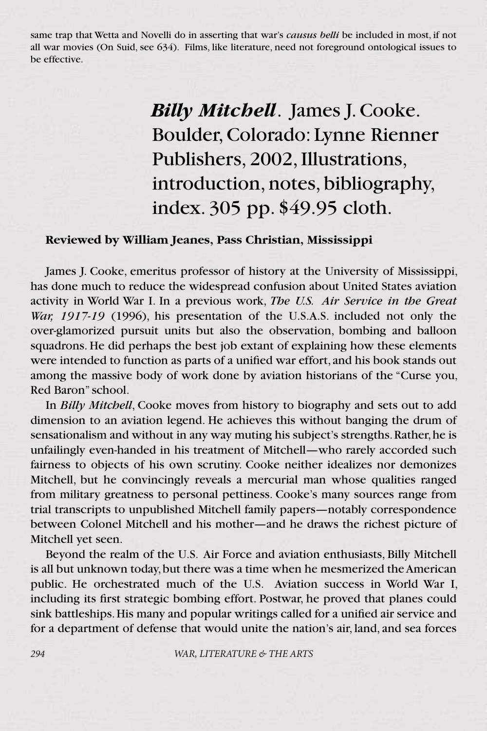same trap that Wetta and Novelli do in asserting that war's *causus belli* be included in most, if not all war movies (On Suid, see 634). Films, like literature, need not foreground ontological issues to be effective.

## ***Billy Mitchell*. James J. Cooke. Boulder, Colorado: Lynne Rienner Publishers, 2002, Illustrations, introduction, notes, bibliography, index. 305 pp. $49.95 cloth.**

**Reviewed by William Jeanes, Pass Christian, Mississippi**

James J. Cooke, emeritus professor of history at the University of Mississippi, has done much to reduce the widespread confusion about United States aviation activity in World War I. In a previous work, *The U.S. Air Service in the Great War, 1917-19* (1996), his presentation of the U.S.A.S. included not only the over-glamorized pursuit units but also the observation, bombing and balloon squadrons. He did perhaps the best job extant of explaining how these elements were intended to function as parts of a unified war effort, and his book stands out among the massive body of work done by aviation historians of the "Curse you, Red Baron" school.

In *Billy Mitchell*, Cooke moves from history to biography and sets out to add dimension to an aviation legend. He achieves this without banging the drum of sensationalism and without in any way muting his subject's strengths. Rather, he is unfailingly even-handed in his treatment of Mitchell—who rarely accorded such fairness to objects of his own scrutiny. Cooke neither idealizes nor demonizes Mitchell, but he convincingly reveals a mercurial man whose qualities ranged from military greatness to personal pettiness. Cooke's many sources range from trial transcripts to unpublished Mitchell family papers—notably correspondence between Colonel Mitchell and his mother—and he draws the richest picture of Mitchell yet seen.

Beyond the realm of the U.S. Air Force and aviation enthusiasts, Billy Mitchell is all but unknown today, but there was a time when he mesmerized the American public. He orchestrated much of the U.S. Aviation success in World War I, including its first strategic bombing effort. Postwar, he proved that planes could sink battleships. His many and popular writings called for a unified air service and for a department of defense that would unite the nation's air, land, and sea forces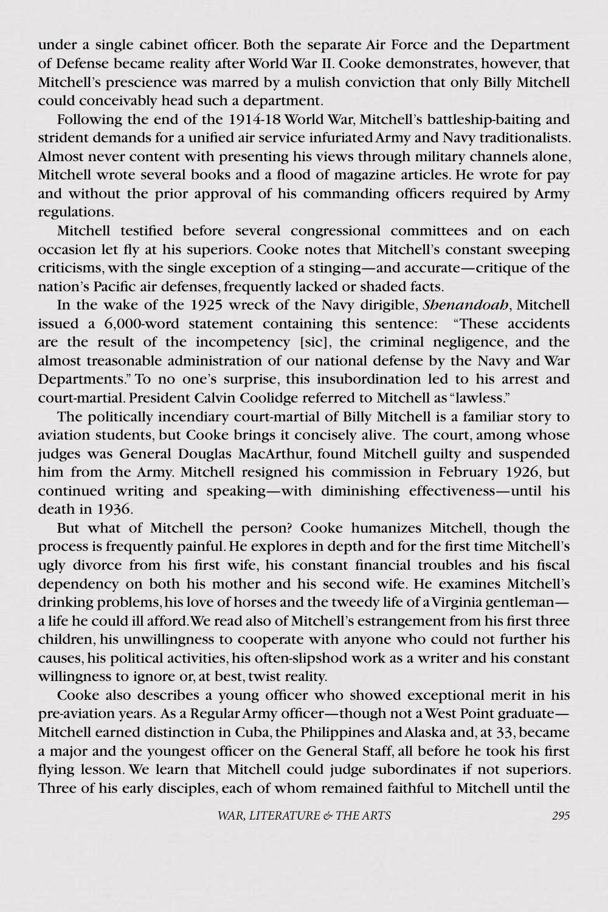under a single cabinet officer. Both the separate Air Force and the Department of Defense became reality after World War II. Cooke demonstrates, however, that Mitchell's prescience was marred by a mulish conviction that only Billy Mitchell could conceivably head such a department.

Following the end of the 1914-18 World War, Mitchell's battleship-baiting and strident demands for a unified air service infuriated Army and Navy traditionalists. Almost never content with presenting his views through military channels alone, Mitchell wrote several books and a flood of magazine articles. He wrote for pay and without the prior approval of his commanding officers required by Army regulations.

Mitchell testified before several congressional committees and on each occasion let fly at his superiors. Cooke notes that Mitchell's constant sweeping criticisms, with the single exception of a stinging—and accurate—critique of the nation's Pacific air defenses, frequently lacked or shaded facts.

In the wake of the 1925 wreck of the Navy dirigible, *Shenandoah*, Mitchell issued a 6,000-word statement containing this sentence: "These accidents are the result of the incompetency [sic], the criminal negligence, and the almost treasonable administration of our national defense by the Navy and War Departments." To no one's surprise, this insubordination led to his arrest and court-martial. President Calvin Coolidge referred to Mitchell as "lawless."

The politically incendiary court-martial of Billy Mitchell is a familiar story to aviation students, but Cooke brings it concisely alive. The court, among whose judges was General Douglas MacArthur, found Mitchell guilty and suspended him from the Army. Mitchell resigned his commission in February 1926, but continued writing and speaking—with diminishing effectiveness—until his death in 1936.

But what of Mitchell the person? Cooke humanizes Mitchell, though the process is frequently painful. He explores in depth and for the first time Mitchell's ugly divorce from his first wife, his constant financial troubles and his fiscal dependency on both his mother and his second wife. He examines Mitchell's drinking problems, his love of horses and the tweedy life of a Virginia gentleman—a life he could ill afford. We read also of Mitchell's estrangement from his first three children, his unwillingness to cooperate with anyone who could not further his causes, his political activities, his often-slipshod work as a writer and his constant willingness to ignore or, at best, twist reality.

Cooke also describes a young officer who showed exceptional merit in his pre-aviation years. As a Regular Army officer—though not a West Point graduate—Mitchell earned distinction in Cuba, the Philippines and Alaska and, at 33, became a major and the youngest officer on the General Staff, all before he took his first flying lesson. We learn that Mitchell could judge subordinates if not superiors. Three of his early disciples, each of whom remained faithful to Mitchell until the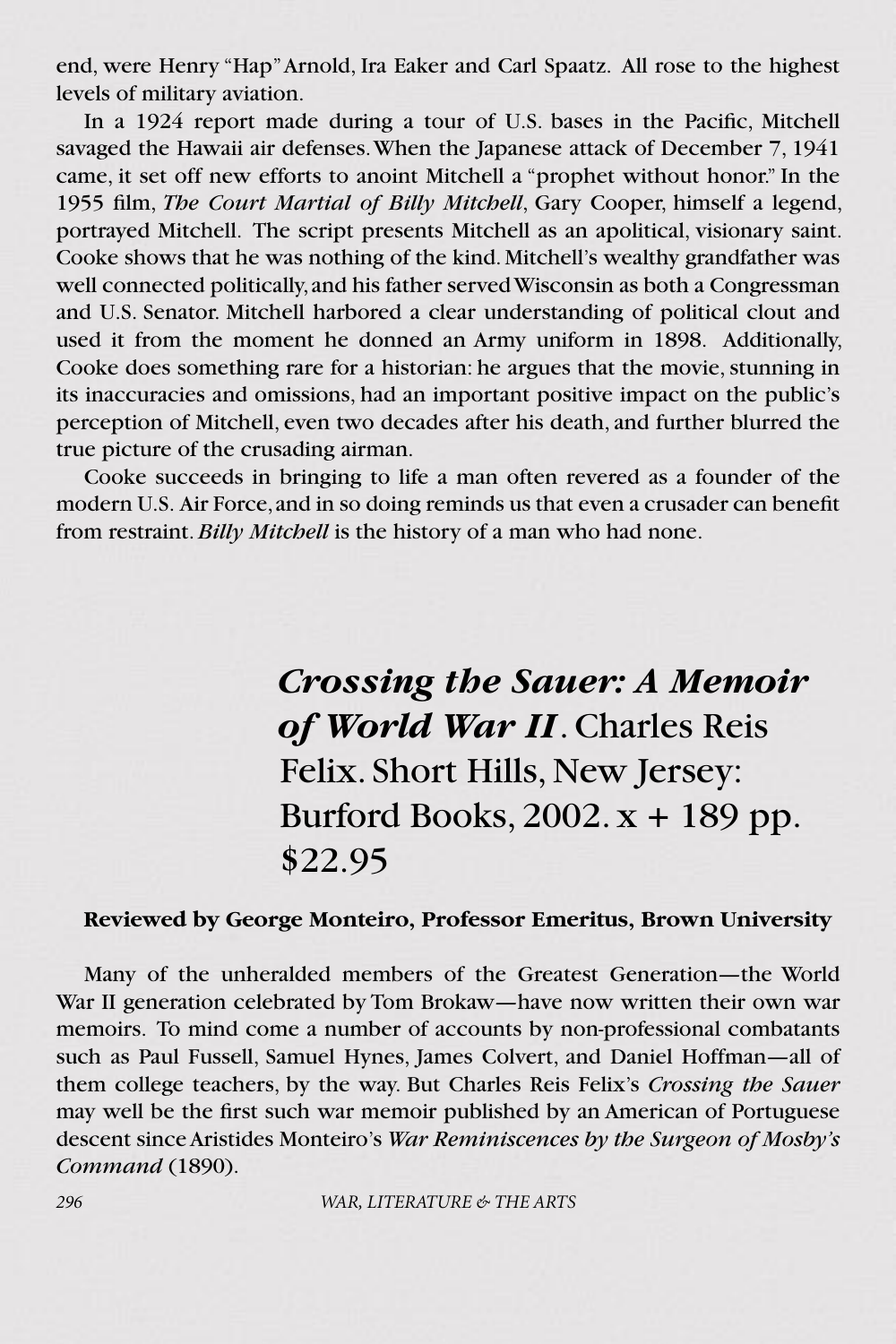end, were Henry "Hap" Arnold, Ira Eaker and Carl Spaatz. All rose to the highest levels of military aviation.

In a 1924 report made during a tour of U.S. bases in the Pacific, Mitchell savaged the Hawaii air defenses. When the Japanese attack of December 7, 1941 came, it set off new efforts to anoint Mitchell a "prophet without honor." In the 1955 film, *The Court Martial of Billy Mitchell*, Gary Cooper, himself a legend, portrayed Mitchell. The script presents Mitchell as an apolitical, visionary saint. Cooke shows that he was nothing of the kind. Mitchell's wealthy grandfather was well connected politically, and his father served Wisconsin as both a Congressman and U.S. Senator. Mitchell harbored a clear understanding of political clout and used it from the moment he donned an Army uniform in 1898. Additionally, Cooke does something rare for a historian: he argues that the movie, stunning in its inaccuracies and omissions, had an important positive impact on the public's perception of Mitchell, even two decades after his death, and further blurred the true picture of the crusading airman.

Cooke succeeds in bringing to life a man often revered as a founder of the modern U.S. Air Force, and in so doing reminds us that even a crusader can benefit from restraint. *Billy Mitchell* is the history of a man who had none.

## *Crossing the Sauer: A Memoir of World War II*. Charles Reis Felix. Short Hills, New Jersey: Burford Books, 2002. x + 189 pp. $22.95

**Reviewed by George Monteiro, Professor Emeritus, Brown University**

Many of the unheralded members of the Greatest Generation—the World War II generation celebrated by Tom Brokaw—have now written their own war memoirs. To mind come a number of accounts by non-professional combatants such as Paul Fussell, Samuel Hynes, James Colvert, and Daniel Hoffman—all of them college teachers, by the way. But Charles Reis Felix's *Crossing the Sauer* may well be the first such war memoir published by an American of Portuguese descent since Aristides Monteiro's *War Reminiscences by the Surgeon of Mosby's Command* (1890).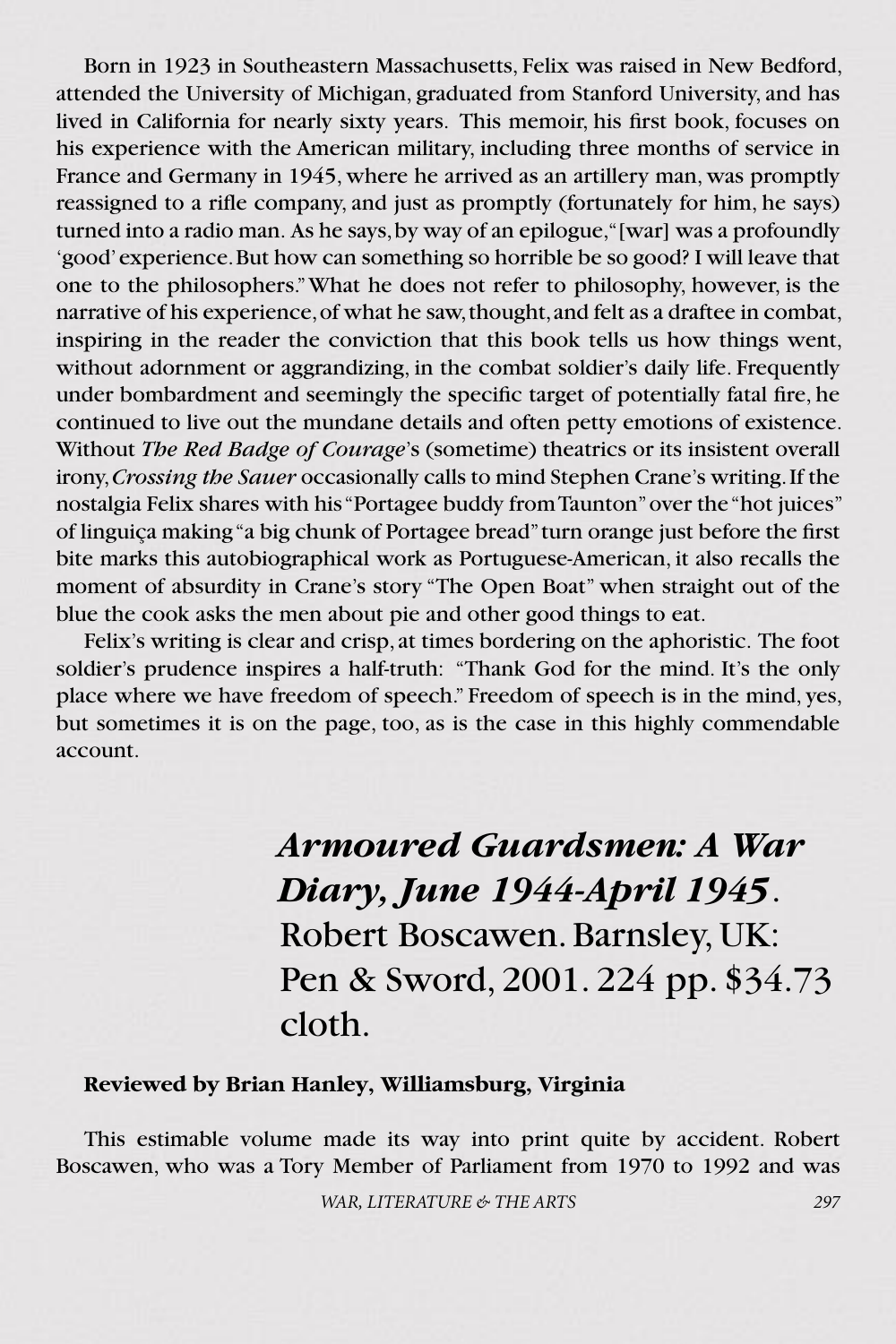Born in 1923 in Southeastern Massachusetts, Felix was raised in New Bedford, attended the University of Michigan, graduated from Stanford University, and has lived in California for nearly sixty years. This memoir, his first book, focuses on his experience with the American military, including three months of service in France and Germany in 1945, where he arrived as an artillery man, was promptly reassigned to a rifle company, and just as promptly (fortunately for him, he says) turned into a radio man. As he says, by way of an epilogue, "[war] was a profoundly 'good' experience. But how can something so horrible be so good? I will leave that one to the philosophers." What he does not refer to philosophy, however, is the narrative of his experience, of what he saw, thought, and felt as a draftee in combat, inspiring in the reader the conviction that this book tells us how things went, without adornment or aggrandizing, in the combat soldier's daily life. Frequently under bombardment and seemingly the specific target of potentially fatal fire, he continued to live out the mundane details and often petty emotions of existence. Without *The Red Badge of Courage*'s (sometime) theatrics or its insistent overall irony, *Crossing the Sauer* occasionally calls to mind Stephen Crane's writing. If the nostalgia Felix shares with his "Portagee buddy from Taunton" over the "hot juices" of linguiça making "a big chunk of Portagee bread" turn orange just before the first bite marks this autobiographical work as Portuguese-American, it also recalls the moment of absurdity in Crane's story "The Open Boat" when straight out of the blue the cook asks the men about pie and other good things to eat.

Felix's writing is clear and crisp, at times bordering on the aphoristic. The foot soldier's prudence inspires a half-truth: "Thank God for the mind. It's the only place where we have freedom of speech." Freedom of speech is in the mind, yes, but sometimes it is on the page, too, as is the case in this highly commendable account.

## *Armoured Guardsmen: A War Diary, June 1944-April 1945*. Robert Boscawen. Barnsley, UK: Pen & Sword, 2001. 224 pp. $34.73 cloth.

**Reviewed by Brian Hanley, Williamsburg, Virginia**

This estimable volume made its way into print quite by accident. Robert Boscawen, who was a Tory Member of Parliament from 1970 to 1992 and was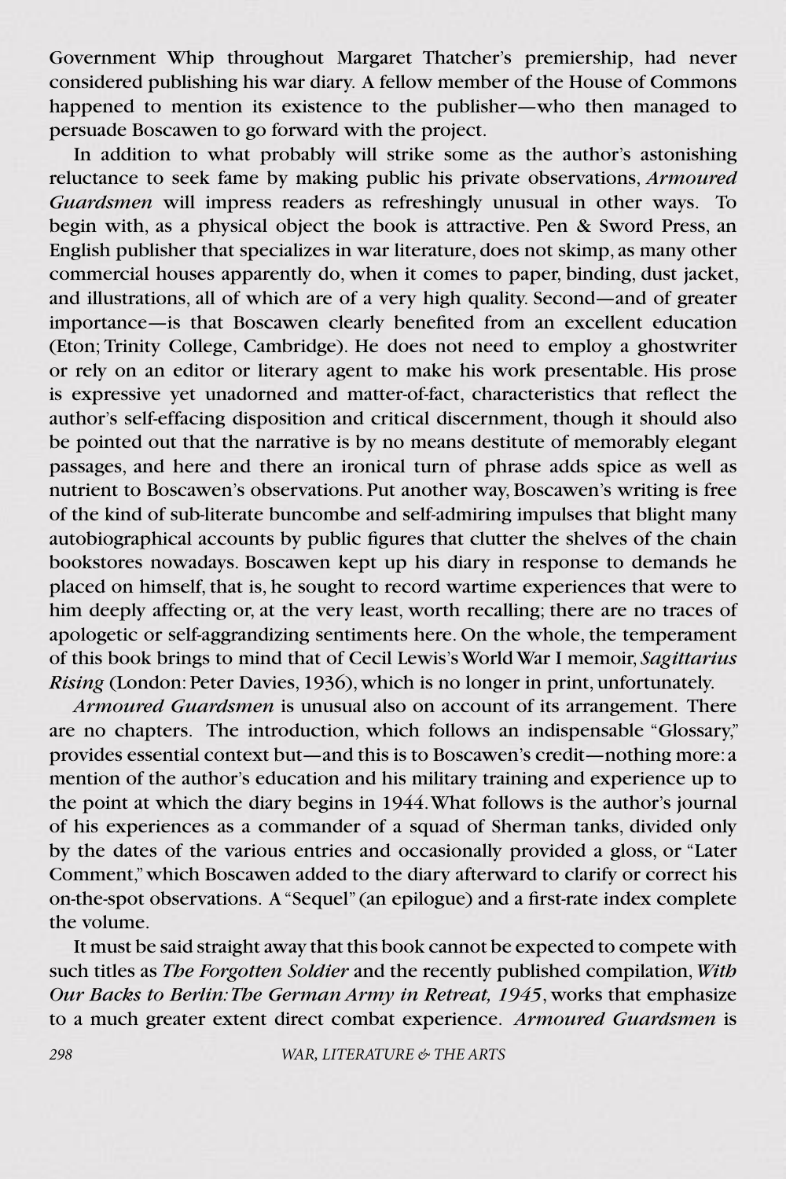Government Whip throughout Margaret Thatcher's premiership, had never considered publishing his war diary. A fellow member of the House of Commons happened to mention its existence to the publisher—who then managed to persuade Boscawen to go forward with the project.

In addition to what probably will strike some as the author's astonishing reluctance to seek fame by making public his private observations, *Armoured Guardsmen* will impress readers as refreshingly unusual in other ways. To begin with, as a physical object the book is attractive. Pen & Sword Press, an English publisher that specializes in war literature, does not skimp, as many other commercial houses apparently do, when it comes to paper, binding, dust jacket, and illustrations, all of which are of a very high quality. Second—and of greater importance—is that Boscawen clearly benefited from an excellent education (Eton; Trinity College, Cambridge). He does not need to employ a ghostwriter or rely on an editor or literary agent to make his work presentable. His prose is expressive yet unadorned and matter-of-fact, characteristics that reflect the author's self-effacing disposition and critical discernment, though it should also be pointed out that the narrative is by no means destitute of memorably elegant passages, and here and there an ironical turn of phrase adds spice as well as nutrient to Boscawen's observations. Put another way, Boscawen's writing is free of the kind of sub-literate buncombe and self-admiring impulses that blight many autobiographical accounts by public figures that clutter the shelves of the chain bookstores nowadays. Boscawen kept up his diary in response to demands he placed on himself, that is, he sought to record wartime experiences that were to him deeply affecting or, at the very least, worth recalling; there are no traces of apologetic or self-aggrandizing sentiments here. On the whole, the temperament of this book brings to mind that of Cecil Lewis's World War I memoir, *Sagittarius Rising* (London: Peter Davies, 1936), which is no longer in print, unfortunately.

*Armoured Guardsmen* is unusual also on account of its arrangement. There are no chapters. The introduction, which follows an indispensable "Glossary," provides essential context but—and this is to Boscawen's credit—nothing more: a mention of the author's education and his military training and experience up to the point at which the diary begins in 1944. What follows is the author's journal of his experiences as a commander of a squad of Sherman tanks, divided only by the dates of the various entries and occasionally provided a gloss, or "Later Comment," which Boscawen added to the diary afterward to clarify or correct his on-the-spot observations. A "Sequel" (an epilogue) and a first-rate index complete the volume.

It must be said straight away that this book cannot be expected to compete with such titles as *The Forgotten Soldier* and the recently published compilation, *With Our Backs to Berlin: The German Army in Retreat, 1945*, works that emphasize to a much greater extent direct combat experience. *Armoured Guardsmen* is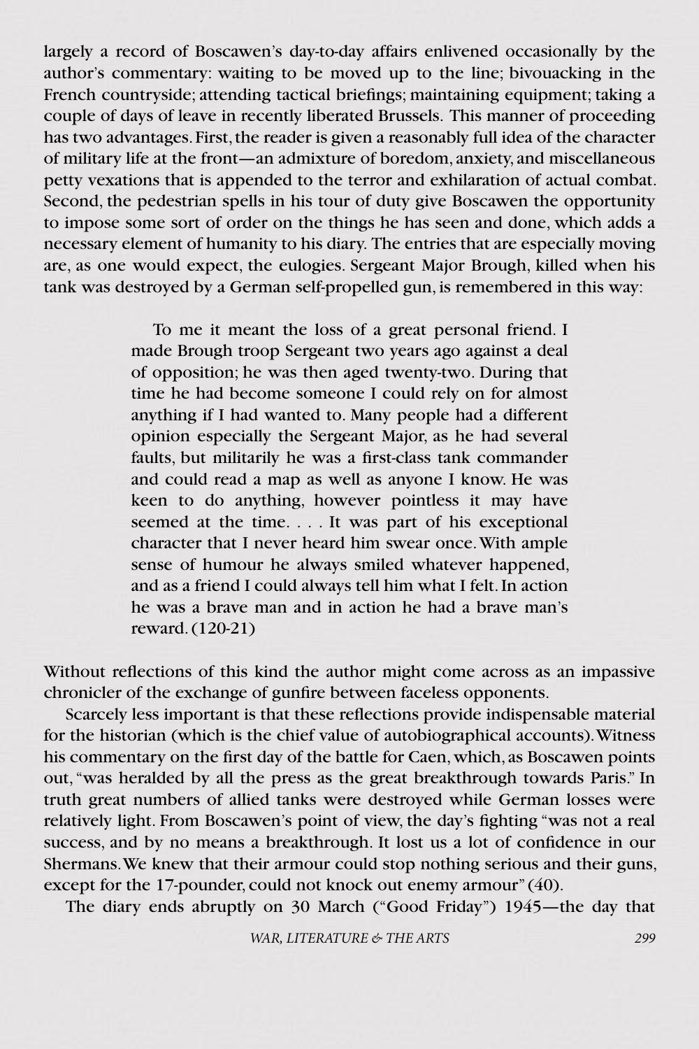largely a record of Boscawen's day-to-day affairs enlivened occasionally by the author's commentary: waiting to be moved up to the line; bivouacking in the French countryside; attending tactical briefings; maintaining equipment; taking a couple of days of leave in recently liberated Brussels. This manner of proceeding has two advantages. First, the reader is given a reasonably full idea of the character of military life at the front—an admixture of boredom, anxiety, and miscellaneous petty vexations that is appended to the terror and exhilaration of actual combat. Second, the pedestrian spells in his tour of duty give Boscawen the opportunity to impose some sort of order on the things he has seen and done, which adds a necessary element of humanity to his diary. The entries that are especially moving are, as one would expect, the eulogies. Sergeant Major Brough, killed when his tank was destroyed by a German self-propelled gun, is remembered in this way:

> To me it meant the loss of a great personal friend. I made Brough troop Sergeant two years ago against a deal of opposition; he was then aged twenty-two. During that time he had become someone I could rely on for almost anything if I had wanted to. Many people had a different opinion especially the Sergeant Major, as he had several faults, but militarily he was a first-class tank commander and could read a map as well as anyone I know. He was keen to do anything, however pointless it may have seemed at the time. . . . It was part of his exceptional character that I never heard him swear once. With ample sense of humour he always smiled whatever happened, and as a friend I could always tell him what I felt. In action he was a brave man and in action he had a brave man's reward. (120-21)

Without reflections of this kind the author might come across as an impassive chronicler of the exchange of gunfire between faceless opponents.

Scarcely less important is that these reflections provide indispensable material for the historian (which is the chief value of autobiographical accounts). Witness his commentary on the first day of the battle for Caen, which, as Boscawen points out, "was heralded by all the press as the great breakthrough towards Paris." In truth great numbers of allied tanks were destroyed while German losses were relatively light. From Boscawen's point of view, the day's fighting "was not a real success, and by no means a breakthrough. It lost us a lot of confidence in our Shermans. We knew that their armour could stop nothing serious and their guns, except for the 17-pounder, could not knock out enemy armour" (40).

The diary ends abruptly on 30 March ("Good Friday") 1945—the day that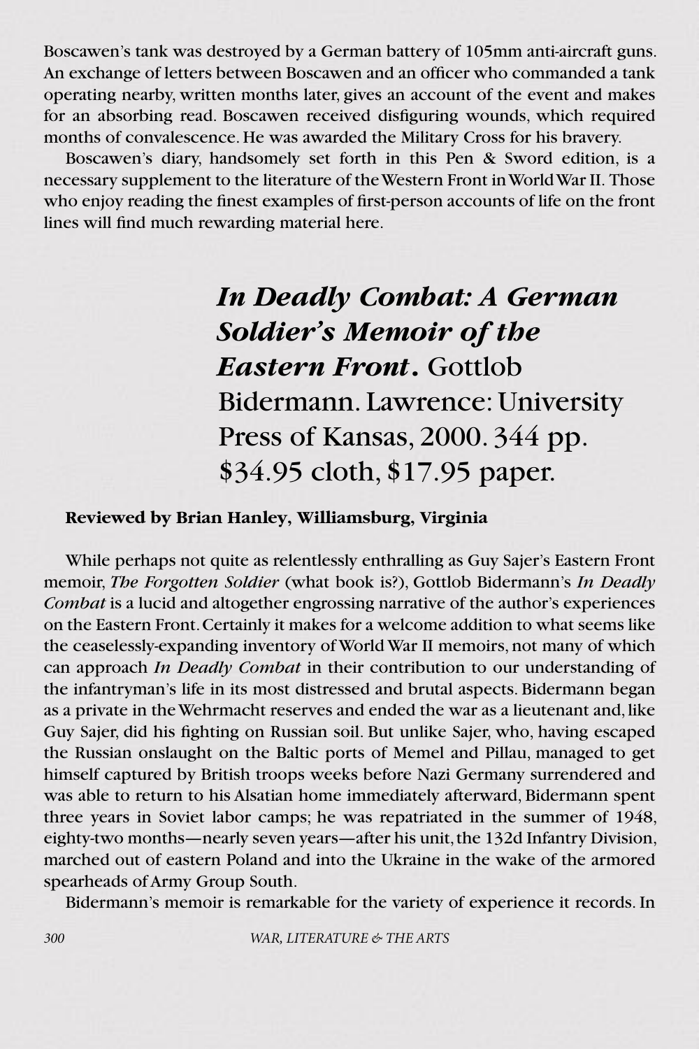Boscawen's tank was destroyed by a German battery of 105mm anti-aircraft guns. An exchange of letters between Boscawen and an officer who commanded a tank operating nearby, written months later, gives an account of the event and makes for an absorbing read. Boscawen received disfiguring wounds, which required months of convalescence. He was awarded the Military Cross for his bravery.

Boscawen's diary, handsomely set forth in this Pen & Sword edition, is a necessary supplement to the literature of the Western Front in World War II. Those who enjoy reading the finest examples of first-person accounts of life on the front lines will find much rewarding material here.

## ***In Deadly Combat: A German Soldier's Memoir of the Eastern Front.*** Gottlob Bidermann. Lawrence: University Press of Kansas, 2000. 344 pp. $34.95 cloth, $17.95 paper.

**Reviewed by Brian Hanley, Williamsburg, Virginia**

While perhaps not quite as relentlessly enthralling as Guy Sajer's Eastern Front memoir, *The Forgotten Soldier* (what book is?), Gottlob Bidermann's *In Deadly Combat* is a lucid and altogether engrossing narrative of the author's experiences on the Eastern Front. Certainly it makes for a welcome addition to what seems like the ceaselessly-expanding inventory of World War II memoirs, not many of which can approach *In Deadly Combat* in their contribution to our understanding of the infantryman's life in its most distressed and brutal aspects. Bidermann began as a private in the Wehrmacht reserves and ended the war as a lieutenant and, like Guy Sajer, did his fighting on Russian soil. But unlike Sajer, who, having escaped the Russian onslaught on the Baltic ports of Memel and Pillau, managed to get himself captured by British troops weeks before Nazi Germany surrendered and was able to return to his Alsatian home immediately afterward, Bidermann spent three years in Soviet labor camps; he was repatriated in the summer of 1948, eighty-two months—nearly seven years—after his unit, the 132d Infantry Division, marched out of eastern Poland and into the Ukraine in the wake of the armored spearheads of Army Group South.

Bidermann's memoir is remarkable for the variety of experience it records. In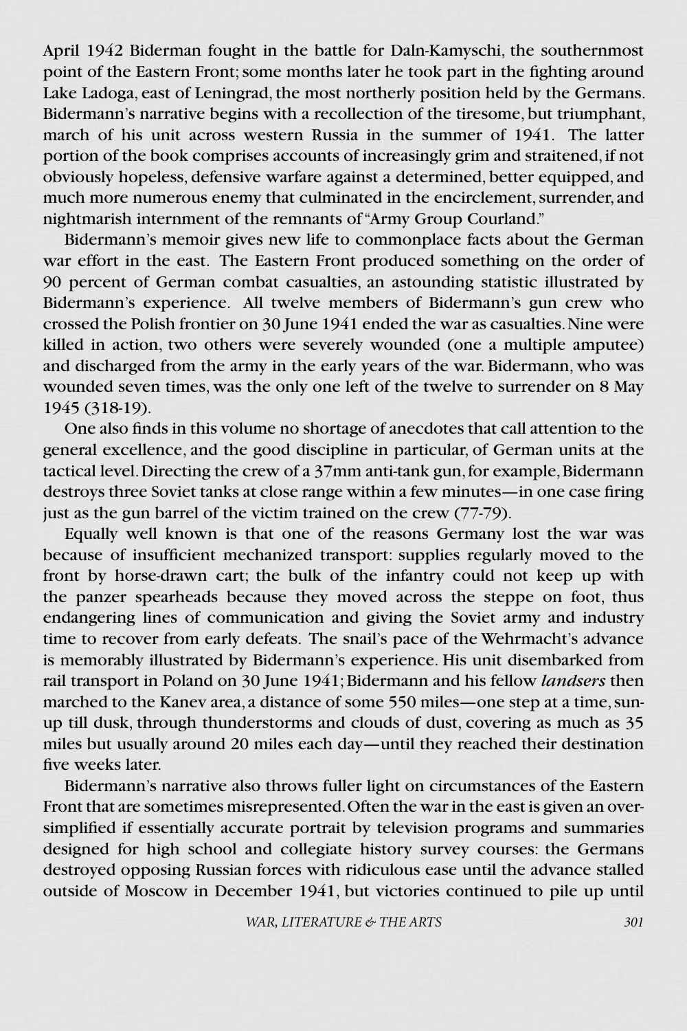April 1942 Biderman fought in the battle for Daln-Kamyschi, the southernmost point of the Eastern Front; some months later he took part in the fighting around Lake Ladoga, east of Leningrad, the most northerly position held by the Germans. Bidermann's narrative begins with a recollection of the tiresome, but triumphant, march of his unit across western Russia in the summer of 1941. The latter portion of the book comprises accounts of increasingly grim and straitened, if not obviously hopeless, defensive warfare against a determined, better equipped, and much more numerous enemy that culminated in the encirclement, surrender, and nightmarish internment of the remnants of "Army Group Courland."

Bidermann's memoir gives new life to commonplace facts about the German war effort in the east. The Eastern Front produced something on the order of 90 percent of German combat casualties, an astounding statistic illustrated by Bidermann's experience. All twelve members of Bidermann's gun crew who crossed the Polish frontier on 30 June 1941 ended the war as casualties. Nine were killed in action, two others were severely wounded (one a multiple amputee) and discharged from the army in the early years of the war. Bidermann, who was wounded seven times, was the only one left of the twelve to surrender on 8 May 1945 (318-19).

One also finds in this volume no shortage of anecdotes that call attention to the general excellence, and the good discipline in particular, of German units at the tactical level. Directing the crew of a 37mm anti-tank gun, for example, Bidermann destroys three Soviet tanks at close range within a few minutes—in one case firing just as the gun barrel of the victim trained on the crew (77-79).

Equally well known is that one of the reasons Germany lost the war was because of insufficient mechanized transport: supplies regularly moved to the front by horse-drawn cart; the bulk of the infantry could not keep up with the panzer spearheads because they moved across the steppe on foot, thus endangering lines of communication and giving the Soviet army and industry time to recover from early defeats. The snail's pace of the Wehrmacht's advance is memorably illustrated by Bidermann's experience. His unit disembarked from rail transport in Poland on 30 June 1941; Bidermann and his fellow *landsers* then marched to the Kanev area, a distance of some 550 miles—one step at a time, sun-up till dusk, through thunderstorms and clouds of dust, covering as much as 35 miles but usually around 20 miles each day—until they reached their destination five weeks later.

Bidermann's narrative also throws fuller light on circumstances of the Eastern Front that are sometimes misrepresented. Often the war in the east is given an over-simplified if essentially accurate portrait by television programs and summaries designed for high school and collegiate history survey courses: the Germans destroyed opposing Russian forces with ridiculous ease until the advance stalled outside of Moscow in December 1941, but victories continued to pile up until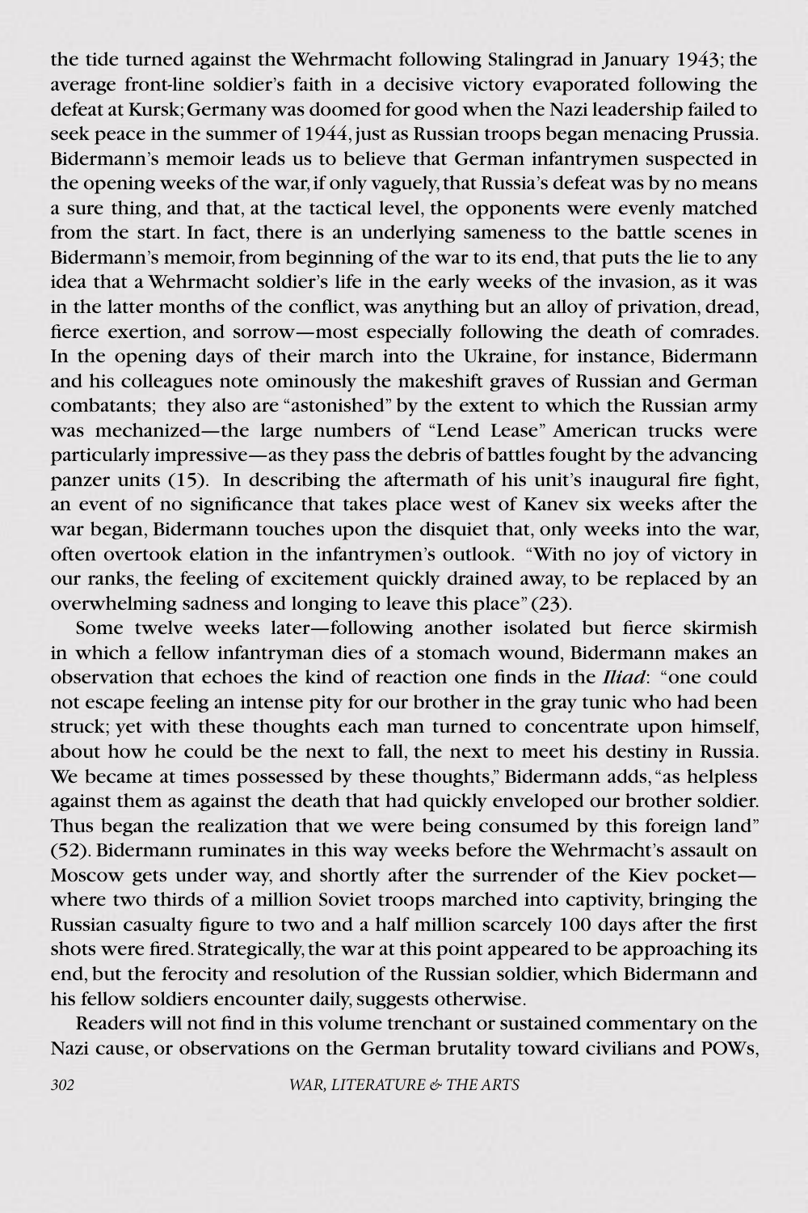the tide turned against the Wehrmacht following Stalingrad in January 1943; the average front-line soldier's faith in a decisive victory evaporated following the defeat at Kursk; Germany was doomed for good when the Nazi leadership failed to seek peace in the summer of 1944, just as Russian troops began menacing Prussia. Bidermann's memoir leads us to believe that German infantrymen suspected in the opening weeks of the war, if only vaguely, that Russia's defeat was by no means a sure thing, and that, at the tactical level, the opponents were evenly matched from the start. In fact, there is an underlying sameness to the battle scenes in Bidermann's memoir, from beginning of the war to its end, that puts the lie to any idea that a Wehrmacht soldier's life in the early weeks of the invasion, as it was in the latter months of the conflict, was anything but an alloy of privation, dread, fierce exertion, and sorrow—most especially following the death of comrades. In the opening days of their march into the Ukraine, for instance, Bidermann and his colleagues note ominously the makeshift graves of Russian and German combatants; they also are "astonished" by the extent to which the Russian army was mechanized—the large numbers of "Lend Lease" American trucks were particularly impressive—as they pass the debris of battles fought by the advancing panzer units (15). In describing the aftermath of his unit's inaugural fire fight, an event of no significance that takes place west of Kanev six weeks after the war began, Bidermann touches upon the disquiet that, only weeks into the war, often overtook elation in the infantrymen's outlook. "With no joy of victory in our ranks, the feeling of excitement quickly drained away, to be replaced by an overwhelming sadness and longing to leave this place" (23).

Some twelve weeks later—following another isolated but fierce skirmish in which a fellow infantryman dies of a stomach wound, Bidermann makes an observation that echoes the kind of reaction one finds in the *Iliad*: "one could not escape feeling an intense pity for our brother in the gray tunic who had been struck; yet with these thoughts each man turned to concentrate upon himself, about how he could be the next to fall, the next to meet his destiny in Russia. We became at times possessed by these thoughts," Bidermann adds, "as helpless against them as against the death that had quickly enveloped our brother soldier. Thus began the realization that we were being consumed by this foreign land" (52). Bidermann ruminates in this way weeks before the Wehrmacht's assault on Moscow gets under way, and shortly after the surrender of the Kiev pocket—where two thirds of a million Soviet troops marched into captivity, bringing the Russian casualty figure to two and a half million scarcely 100 days after the first shots were fired. Strategically, the war at this point appeared to be approaching its end, but the ferocity and resolution of the Russian soldier, which Bidermann and his fellow soldiers encounter daily, suggests otherwise.

Readers will not find in this volume trenchant or sustained commentary on the Nazi cause, or observations on the German brutality toward civilians and POWs,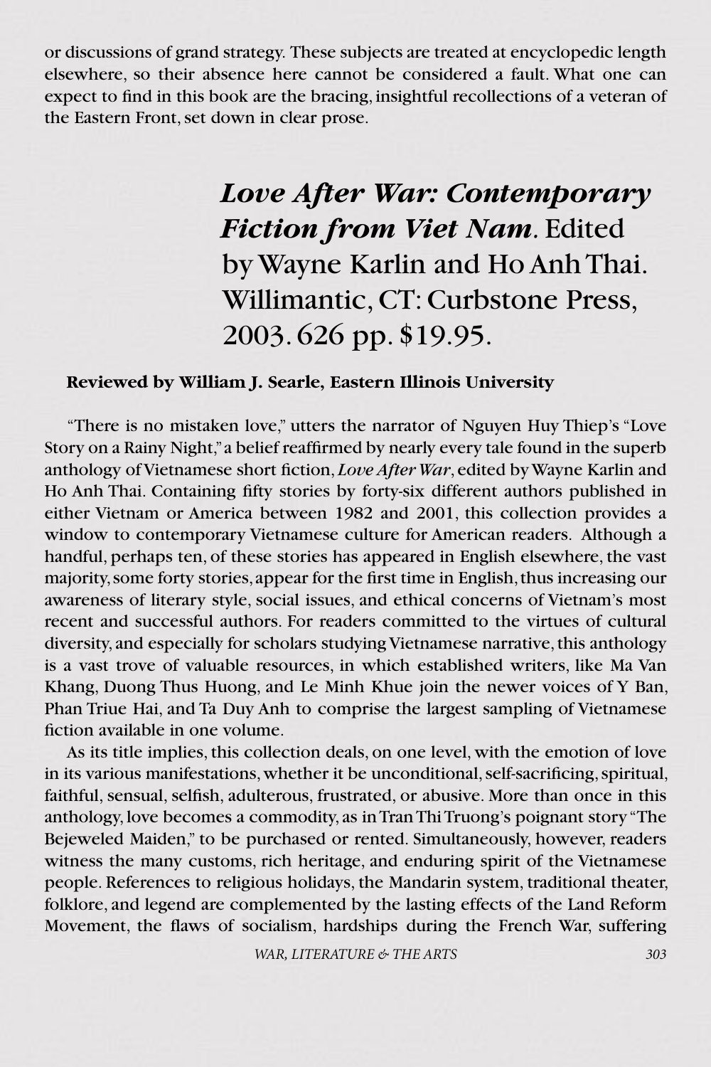or discussions of grand strategy. These subjects are treated at encyclopedic length elsewhere, so their absence here cannot be considered a fault. What one can expect to find in this book are the bracing, insightful recollections of a veteran of the Eastern Front, set down in clear prose.

## ***Love After War: Contemporary Fiction from Viet Nam***. Edited by Wayne Karlin and Ho Anh Thai. Willimantic, CT: Curbstone Press, 2003. 626 pp. $19.95.

**Reviewed by William J. Searle, Eastern Illinois University**

"There is no mistaken love," utters the narrator of Nguyen Huy Thiep's "Love Story on a Rainy Night," a belief reaffirmed by nearly every tale found in the superb anthology of Vietnamese short fiction, *Love After War*, edited by Wayne Karlin and Ho Anh Thai. Containing fifty stories by forty-six different authors published in either Vietnam or America between 1982 and 2001, this collection provides a window to contemporary Vietnamese culture for American readers. Although a handful, perhaps ten, of these stories has appeared in English elsewhere, the vast majority, some forty stories, appear for the first time in English, thus increasing our awareness of literary style, social issues, and ethical concerns of Vietnam's most recent and successful authors. For readers committed to the virtues of cultural diversity, and especially for scholars studying Vietnamese narrative, this anthology is a vast trove of valuable resources, in which established writers, like Ma Van Khang, Duong Thus Huong, and Le Minh Khue join the newer voices of Y Ban, Phan Triue Hai, and Ta Duy Anh to comprise the largest sampling of Vietnamese fiction available in one volume.

As its title implies, this collection deals, on one level, with the emotion of love in its various manifestations, whether it be unconditional, self-sacrificing, spiritual, faithful, sensual, selfish, adulterous, frustrated, or abusive. More than once in this anthology, love becomes a commodity, as in Tran Thi Truong's poignant story "The Bejeweled Maiden," to be purchased or rented. Simultaneously, however, readers witness the many customs, rich heritage, and enduring spirit of the Vietnamese people. References to religious holidays, the Mandarin system, traditional theater, folklore, and legend are complemented by the lasting effects of the Land Reform Movement, the flaws of socialism, hardships during the French War, suffering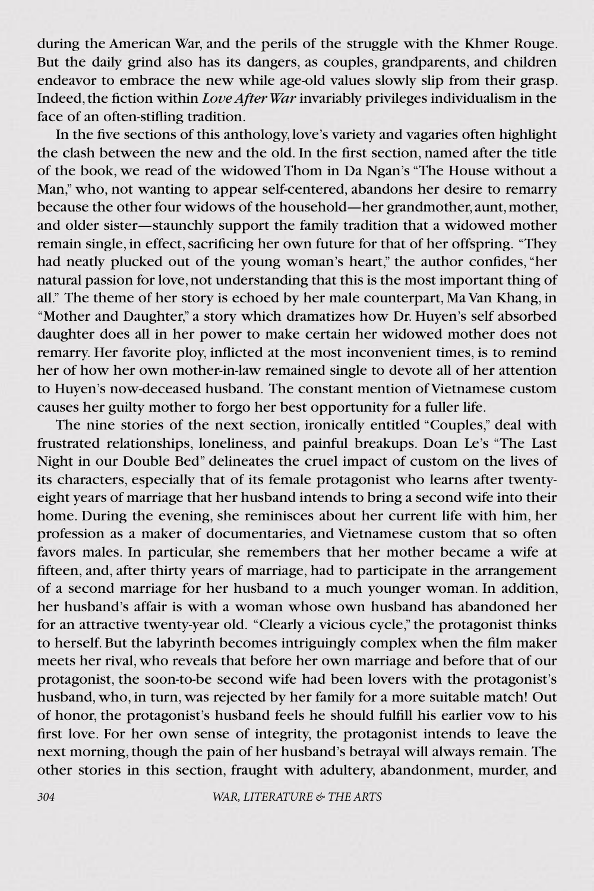during the American War, and the perils of the struggle with the Khmer Rouge. But the daily grind also has its dangers, as couples, grandparents, and children endeavor to embrace the new while age-old values slowly slip from their grasp. Indeed, the fiction within *Love After War* invariably privileges individualism in the face of an often-stifling tradition.

In the five sections of this anthology, love's variety and vagaries often highlight the clash between the new and the old. In the first section, named after the title of the book, we read of the widowed Thom in Da Ngan's "The House without a Man," who, not wanting to appear self-centered, abandons her desire to remarry because the other four widows of the household—her grandmother, aunt, mother, and older sister—staunchly support the family tradition that a widowed mother remain single, in effect, sacrificing her own future for that of her offspring. "They had neatly plucked out of the young woman's heart," the author confides, "her natural passion for love, not understanding that this is the most important thing of all." The theme of her story is echoed by her male counterpart, Ma Van Khang, in "Mother and Daughter," a story which dramatizes how Dr. Huyen's self absorbed daughter does all in her power to make certain her widowed mother does not remarry. Her favorite ploy, inflicted at the most inconvenient times, is to remind her of how her own mother-in-law remained single to devote all of her attention to Huyen's now-deceased husband. The constant mention of Vietnamese custom causes her guilty mother to forgo her best opportunity for a fuller life.

The nine stories of the next section, ironically entitled "Couples," deal with frustrated relationships, loneliness, and painful breakups. Doan Le's "The Last Night in our Double Bed" delineates the cruel impact of custom on the lives of its characters, especially that of its female protagonist who learns after twenty-eight years of marriage that her husband intends to bring a second wife into their home. During the evening, she reminisces about her current life with him, her profession as a maker of documentaries, and Vietnamese custom that so often favors males. In particular, she remembers that her mother became a wife at fifteen, and, after thirty years of marriage, had to participate in the arrangement of a second marriage for her husband to a much younger woman. In addition, her husband's affair is with a woman whose own husband has abandoned her for an attractive twenty-year old. "Clearly a vicious cycle," the protagonist thinks to herself. But the labyrinth becomes intriguingly complex when the film maker meets her rival, who reveals that before her own marriage and before that of our protagonist, the soon-to-be second wife had been lovers with the protagonist's husband, who, in turn, was rejected by her family for a more suitable match! Out of honor, the protagonist's husband feels he should fulfill his earlier vow to his first love. For her own sense of integrity, the protagonist intends to leave the next morning, though the pain of her husband's betrayal will always remain. The other stories in this section, fraught with adultery, abandonment, murder, and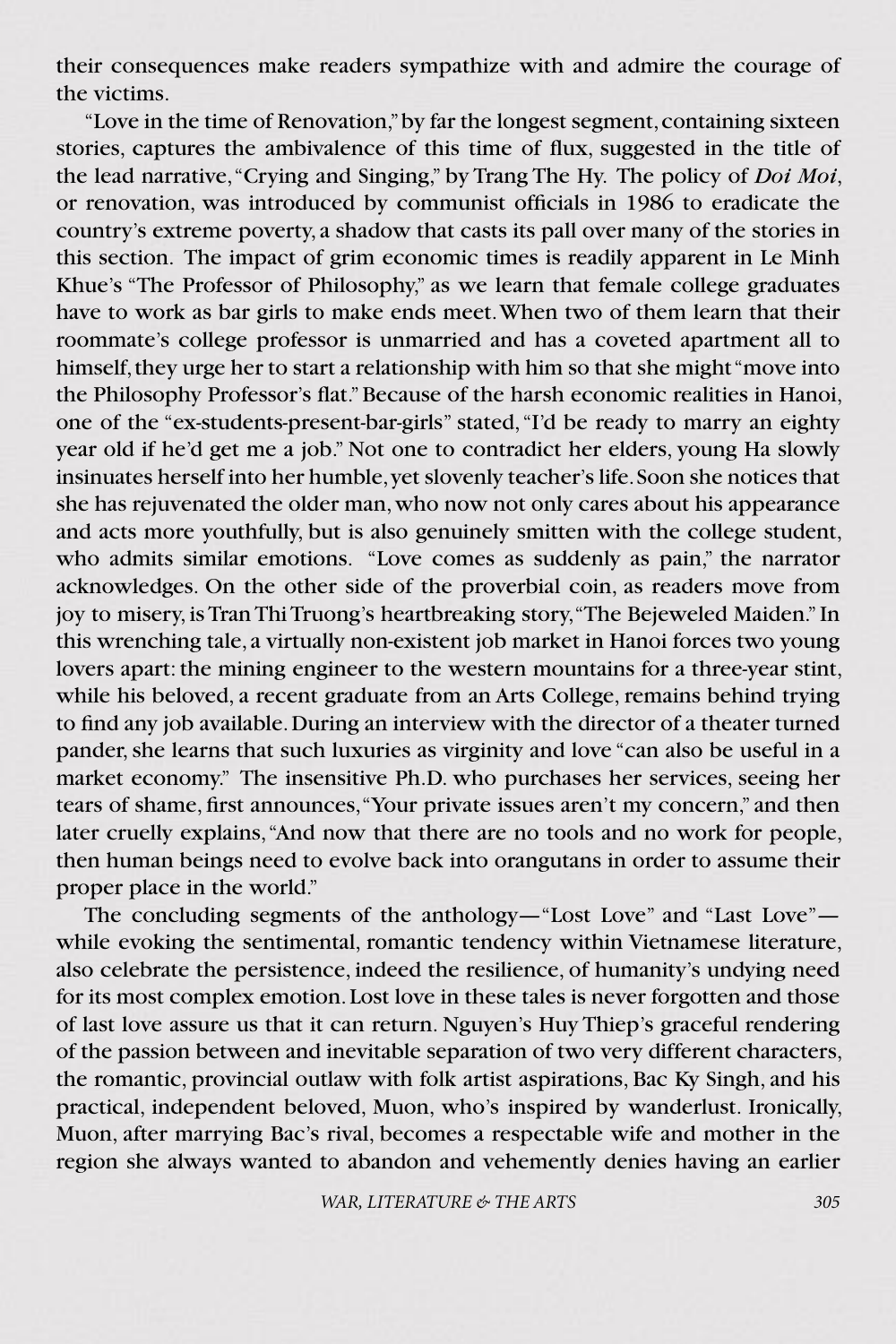their consequences make readers sympathize with and admire the courage of the victims.

"Love in the time of Renovation," by far the longest segment, containing sixteen stories, captures the ambivalence of this time of flux, suggested in the title of the lead narrative, "Crying and Singing," by Trang The Hy. The policy of *Doi Moi*, or renovation, was introduced by communist officials in 1986 to eradicate the country's extreme poverty, a shadow that casts its pall over many of the stories in this section. The impact of grim economic times is readily apparent in Le Minh Khue's "The Professor of Philosophy," as we learn that female college graduates have to work as bar girls to make ends meet. When two of them learn that their roommate's college professor is unmarried and has a coveted apartment all to himself, they urge her to start a relationship with him so that she might "move into the Philosophy Professor's flat." Because of the harsh economic realities in Hanoi, one of the "ex-students-present-bar-girls" stated, "I'd be ready to marry an eighty year old if he'd get me a job." Not one to contradict her elders, young Ha slowly insinuates herself into her humble, yet slovenly teacher's life. Soon she notices that she has rejuvenated the older man, who now not only cares about his appearance and acts more youthfully, but is also genuinely smitten with the college student, who admits similar emotions. "Love comes as suddenly as pain," the narrator acknowledges. On the other side of the proverbial coin, as readers move from joy to misery, is Tran Thi Truong's heartbreaking story, "The Bejeweled Maiden." In this wrenching tale, a virtually non-existent job market in Hanoi forces two young lovers apart: the mining engineer to the western mountains for a three-year stint, while his beloved, a recent graduate from an Arts College, remains behind trying to find any job available. During an interview with the director of a theater turned pander, she learns that such luxuries as virginity and love "can also be useful in a market economy." The insensitive Ph.D. who purchases her services, seeing her tears of shame, first announces, "Your private issues aren't my concern," and then later cruelly explains, "And now that there are no tools and no work for people, then human beings need to evolve back into orangutans in order to assume their proper place in the world."

The concluding segments of the anthology—"Lost Love" and "Last Love"—while evoking the sentimental, romantic tendency within Vietnamese literature, also celebrate the persistence, indeed the resilience, of humanity's undying need for its most complex emotion. Lost love in these tales is never forgotten and those of last love assure us that it can return. Nguyen's Huy Thiep's graceful rendering of the passion between and inevitable separation of two very different characters, the romantic, provincial outlaw with folk artist aspirations, Bac Ky Singh, and his practical, independent beloved, Muon, who's inspired by wanderlust. Ironically, Muon, after marrying Bac's rival, becomes a respectable wife and mother in the region she always wanted to abandon and vehemently denies having an earlier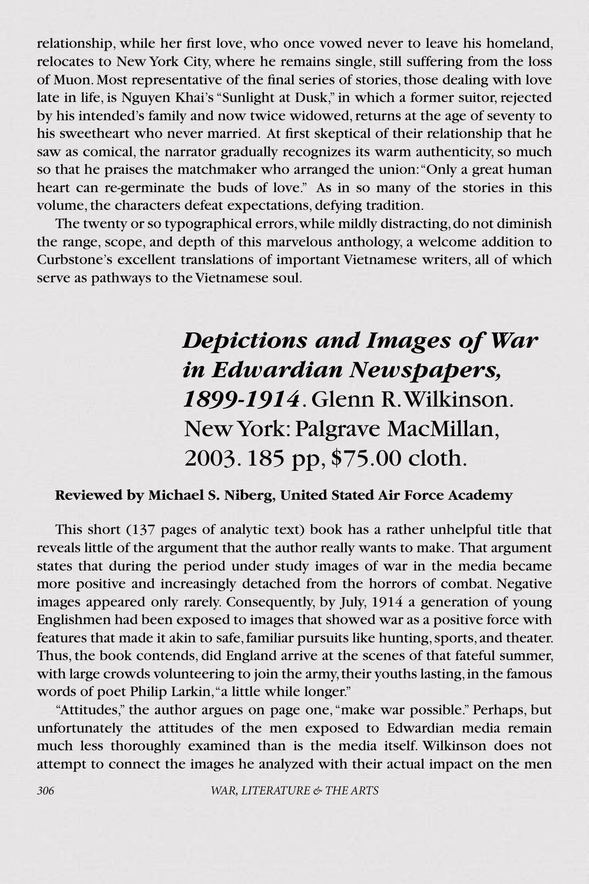relationship, while her first love, who once vowed never to leave his homeland, relocates to New York City, where he remains single, still suffering from the loss of Muon. Most representative of the final series of stories, those dealing with love late in life, is Nguyen Khai's "Sunlight at Dusk," in which a former suitor, rejected by his intended's family and now twice widowed, returns at the age of seventy to his sweetheart who never married. At first skeptical of their relationship that he saw as comical, the narrator gradually recognizes its warm authenticity, so much so that he praises the matchmaker who arranged the union: "Only a great human heart can re-germinate the buds of love." As in so many of the stories in this volume, the characters defeat expectations, defying tradition.

The twenty or so typographical errors, while mildly distracting, do not diminish the range, scope, and depth of this marvelous anthology, a welcome addition to Curbstone's excellent translations of important Vietnamese writers, all of which serve as pathways to the Vietnamese soul.

## *Depictions and Images of War in Edwardian Newspapers, 1899-1914*. Glenn R. Wilkinson. New York: Palgrave MacMillan, 2003. 185 pp, $75.00 cloth.

**Reviewed by Michael S. Niberg, United Stated Air Force Academy**

This short (137 pages of analytic text) book has a rather unhelpful title that reveals little of the argument that the author really wants to make. That argument states that during the period under study images of war in the media became more positive and increasingly detached from the horrors of combat. Negative images appeared only rarely. Consequently, by July, 1914 a generation of young Englishmen had been exposed to images that showed war as a positive force with features that made it akin to safe, familiar pursuits like hunting, sports, and theater. Thus, the book contends, did England arrive at the scenes of that fateful summer, with large crowds volunteering to join the army, their youths lasting, in the famous words of poet Philip Larkin, "a little while longer."

"Attitudes," the author argues on page one, "make war possible." Perhaps, but unfortunately the attitudes of the men exposed to Edwardian media remain much less thoroughly examined than is the media itself. Wilkinson does not attempt to connect the images he analyzed with their actual impact on the men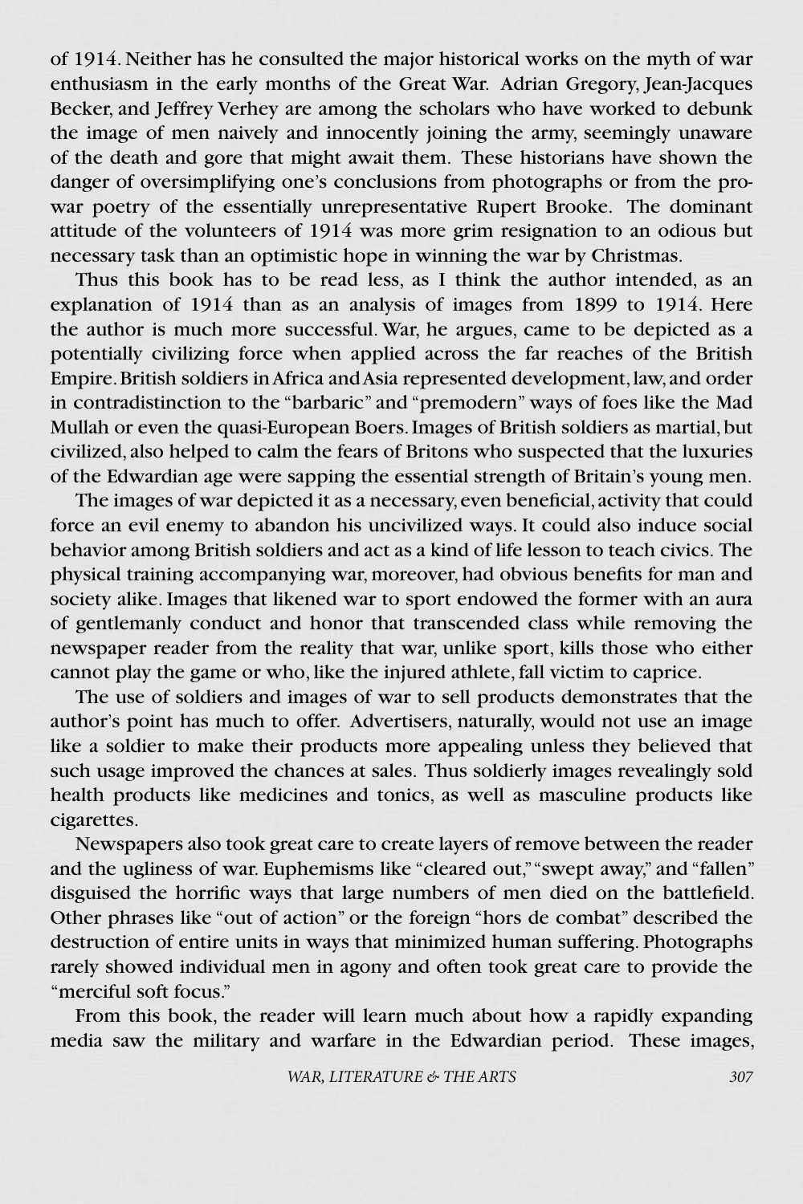of 1914. Neither has he consulted the major historical works on the myth of war enthusiasm in the early months of the Great War. Adrian Gregory, Jean-Jacques Becker, and Jeffrey Verhey are among the scholars who have worked to debunk the image of men naively and innocently joining the army, seemingly unaware of the death and gore that might await them. These historians have shown the danger of oversimplifying one's conclusions from photographs or from the pro-war poetry of the essentially unrepresentative Rupert Brooke. The dominant attitude of the volunteers of 1914 was more grim resignation to an odious but necessary task than an optimistic hope in winning the war by Christmas.

Thus this book has to be read less, as I think the author intended, as an explanation of 1914 than as an analysis of images from 1899 to 1914. Here the author is much more successful. War, he argues, came to be depicted as a potentially civilizing force when applied across the far reaches of the British Empire. British soldiers in Africa and Asia represented development, law, and order in contradistinction to the "barbaric" and "premodern" ways of foes like the Mad Mullah or even the quasi-European Boers. Images of British soldiers as martial, but civilized, also helped to calm the fears of Britons who suspected that the luxuries of the Edwardian age were sapping the essential strength of Britain's young men.

The images of war depicted it as a necessary, even beneficial, activity that could force an evil enemy to abandon his uncivilized ways. It could also induce social behavior among British soldiers and act as a kind of life lesson to teach civics. The physical training accompanying war, moreover, had obvious benefits for man and society alike. Images that likened war to sport endowed the former with an aura of gentlemanly conduct and honor that transcended class while removing the newspaper reader from the reality that war, unlike sport, kills those who either cannot play the game or who, like the injured athlete, fall victim to caprice.

The use of soldiers and images of war to sell products demonstrates that the author's point has much to offer. Advertisers, naturally, would not use an image like a soldier to make their products more appealing unless they believed that such usage improved the chances at sales. Thus soldierly images revealingly sold health products like medicines and tonics, as well as masculine products like cigarettes.

Newspapers also took great care to create layers of remove between the reader and the ugliness of war. Euphemisms like "cleared out," "swept away," and "fallen" disguised the horrific ways that large numbers of men died on the battlefield. Other phrases like "out of action" or the foreign "hors de combat" described the destruction of entire units in ways that minimized human suffering. Photographs rarely showed individual men in agony and often took great care to provide the "merciful soft focus."

From this book, the reader will learn much about how a rapidly expanding media saw the military and warfare in the Edwardian period. These images,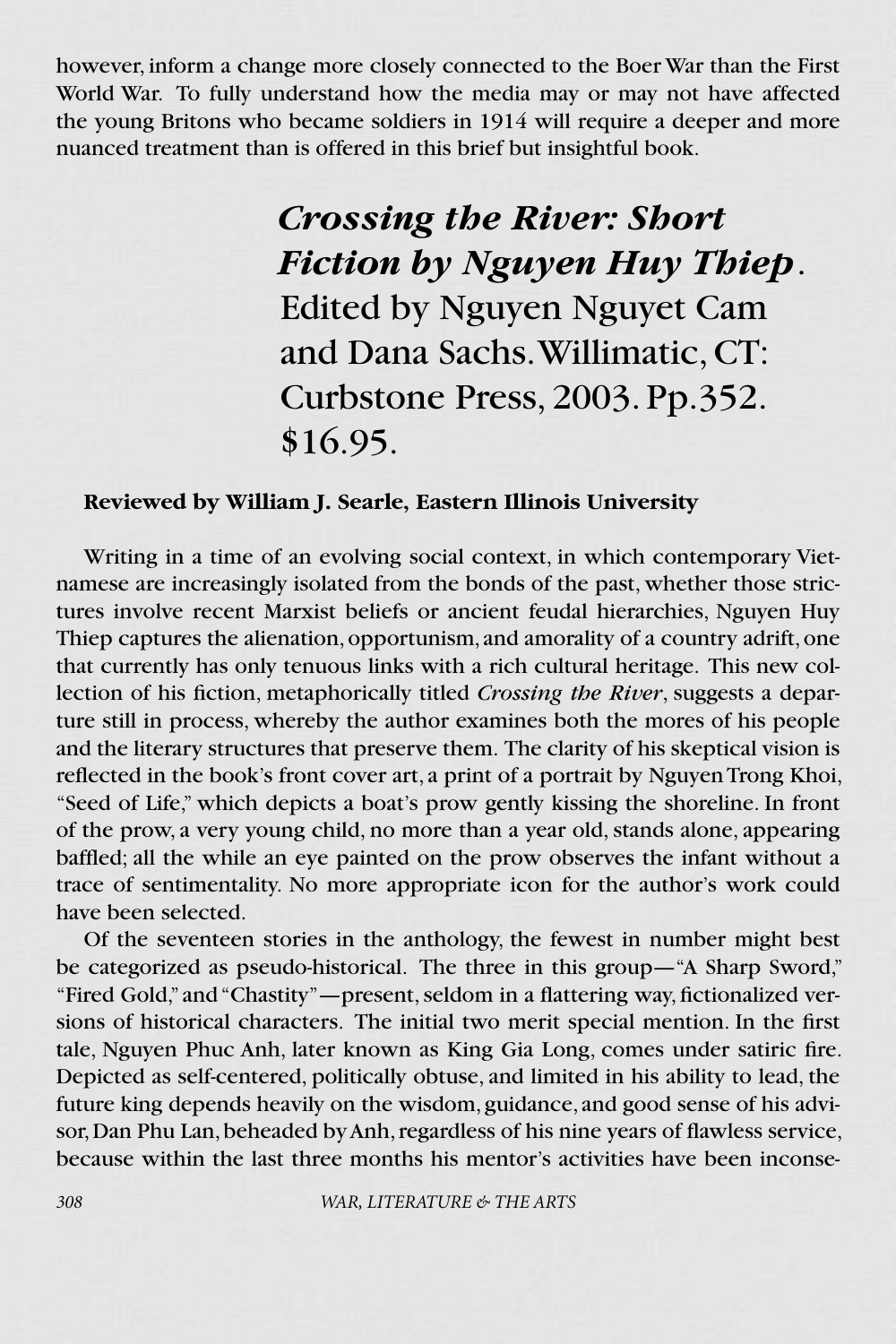however, inform a change more closely connected to the Boer War than the First World War. To fully understand how the media may or may not have affected the young Britons who became soldiers in 1914 will require a deeper and more nuanced treatment than is offered in this brief but insightful book.

## *Crossing the River: Short Fiction by Nguyen Huy Thiep*. Edited by Nguyen Nguyet Cam and Dana Sachs. Willimatic, CT: Curbstone Press, 2003. Pp.352. $16.95.

**Reviewed by William J. Searle, Eastern Illinois University**

Writing in a time of an evolving social context, in which contemporary Vietnamese are increasingly isolated from the bonds of the past, whether those strictures involve recent Marxist beliefs or ancient feudal hierarchies, Nguyen Huy Thiep captures the alienation, opportunism, and amorality of a country adrift, one that currently has only tenuous links with a rich cultural heritage. This new collection of his fiction, metaphorically titled *Crossing the River*, suggests a departure still in process, whereby the author examines both the mores of his people and the literary structures that preserve them. The clarity of his skeptical vision is reflected in the book's front cover art, a print of a portrait by Nguyen Trong Khoi, "Seed of Life," which depicts a boat's prow gently kissing the shoreline. In front of the prow, a very young child, no more than a year old, stands alone, appearing baffled; all the while an eye painted on the prow observes the infant without a trace of sentimentality. No more appropriate icon for the author's work could have been selected.

Of the seventeen stories in the anthology, the fewest in number might best be categorized as pseudo-historical. The three in this group—"A Sharp Sword," "Fired Gold," and "Chastity"—present, seldom in a flattering way, fictionalized versions of historical characters. The initial two merit special mention. In the first tale, Nguyen Phuc Anh, later known as King Gia Long, comes under satiric fire. Depicted as self-centered, politically obtuse, and limited in his ability to lead, the future king depends heavily on the wisdom, guidance, and good sense of his advisor, Dan Phu Lan, beheaded by Anh, regardless of his nine years of flawless service, because within the last three months his mentor's activities have been inconse-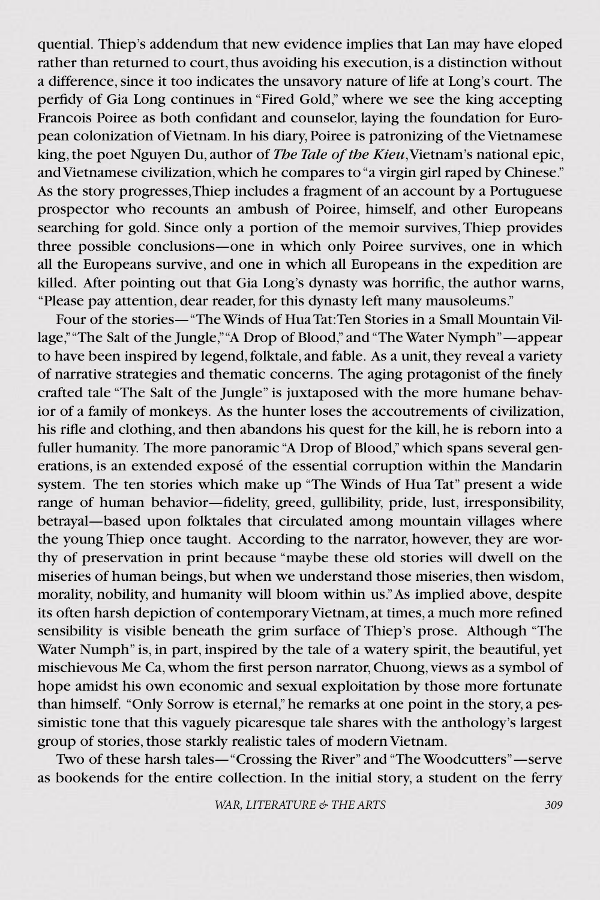quential. Thiep's addendum that new evidence implies that Lan may have eloped rather than returned to court, thus avoiding his execution, is a distinction without a difference, since it too indicates the unsavory nature of life at Long's court. The perfidy of Gia Long continues in "Fired Gold," where we see the king accepting Francois Poiree as both confidant and counselor, laying the foundation for European colonization of Vietnam. In his diary, Poiree is patronizing of the Vietnamese king, the poet Nguyen Du, author of *The Tale of the Kieu*, Vietnam's national epic, and Vietnamese civilization, which he compares to "a virgin girl raped by Chinese." As the story progresses, Thiep includes a fragment of an account by a Portuguese prospector who recounts an ambush of Poiree, himself, and other Europeans searching for gold. Since only a portion of the memoir survives, Thiep provides three possible conclusions—one in which only Poiree survives, one in which all the Europeans survive, and one in which all Europeans in the expedition are killed. After pointing out that Gia Long's dynasty was horrific, the author warns, "Please pay attention, dear reader, for this dynasty left many mausoleums."

Four of the stories—"The Winds of Hua Tat: Ten Stories in a Small Mountain Village," "The Salt of the Jungle," "A Drop of Blood," and "The Water Nymph"—appear to have been inspired by legend, folktale, and fable. As a unit, they reveal a variety of narrative strategies and thematic concerns. The aging protagonist of the finely crafted tale "The Salt of the Jungle" is juxtaposed with the more humane behavior of a family of monkeys. As the hunter loses the accoutrements of civilization, his rifle and clothing, and then abandons his quest for the kill, he is reborn into a fuller humanity. The more panoramic "A Drop of Blood," which spans several generations, is an extended exposé of the essential corruption within the Mandarin system. The ten stories which make up "The Winds of Hua Tat" present a wide range of human behavior—fidelity, greed, gullibility, pride, lust, irresponsibility, betrayal—based upon folktales that circulated among mountain villages where the young Thiep once taught. According to the narrator, however, they are worthy of preservation in print because "maybe these old stories will dwell on the miseries of human beings, but when we understand those miseries, then wisdom, morality, nobility, and humanity will bloom within us." As implied above, despite its often harsh depiction of contemporary Vietnam, at times, a much more refined sensibility is visible beneath the grim surface of Thiep's prose. Although "The Water Numph" is, in part, inspired by the tale of a watery spirit, the beautiful, yet mischievous Me Ca, whom the first person narrator, Chuong, views as a symbol of hope amidst his own economic and sexual exploitation by those more fortunate than himself. "Only Sorrow is eternal," he remarks at one point in the story, a pessimistic tone that this vaguely picaresque tale shares with the anthology's largest group of stories, those starkly realistic tales of modern Vietnam.

Two of these harsh tales—"Crossing the River" and "The Woodcutters"—serve as bookends for the entire collection. In the initial story, a student on the ferry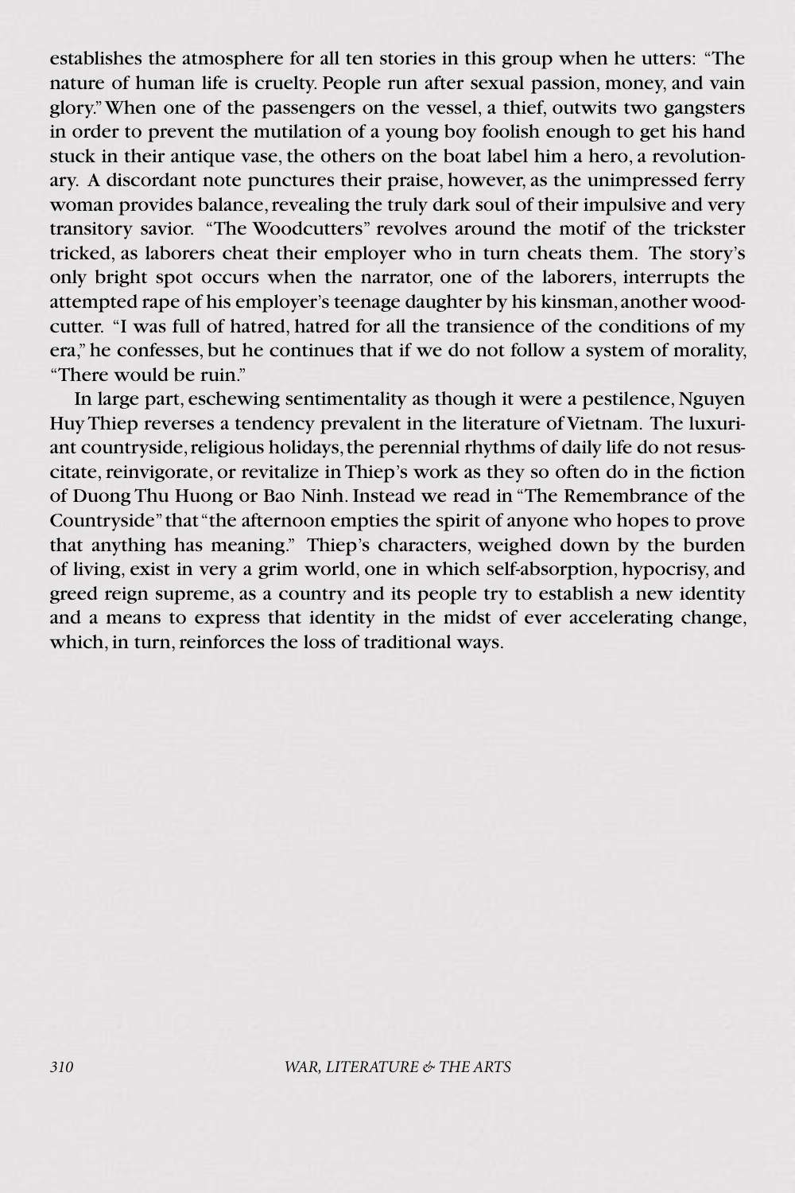establishes the atmosphere for all ten stories in this group when he utters: "The nature of human life is cruelty. People run after sexual passion, money, and vain glory." When one of the passengers on the vessel, a thief, outwits two gangsters in order to prevent the mutilation of a young boy foolish enough to get his hand stuck in their antique vase, the others on the boat label him a hero, a revolutionary. A discordant note punctures their praise, however, as the unimpressed ferry woman provides balance, revealing the truly dark soul of their impulsive and very transitory savior. "The Woodcutters" revolves around the motif of the trickster tricked, as laborers cheat their employer who in turn cheats them. The story's only bright spot occurs when the narrator, one of the laborers, interrupts the attempted rape of his employer's teenage daughter by his kinsman, another woodcutter. "I was full of hatred, hatred for all the transience of the conditions of my era," he confesses, but he continues that if we do not follow a system of morality, "There would be ruin."

In large part, eschewing sentimentality as though it were a pestilence, Nguyen Huy Thiep reverses a tendency prevalent in the literature of Vietnam. The luxuriant countryside, religious holidays, the perennial rhythms of daily life do not resuscitate, reinvigorate, or revitalize in Thiep's work as they so often do in the fiction of Duong Thu Huong or Bao Ninh. Instead we read in "The Remembrance of the Countryside" that "the afternoon empties the spirit of anyone who hopes to prove that anything has meaning." Thiep's characters, weighed down by the burden of living, exist in very a grim world, one in which self-absorption, hypocrisy, and greed reign supreme, as a country and its people try to establish a new identity and a means to express that identity in the midst of ever accelerating change, which, in turn, reinforces the loss of traditional ways.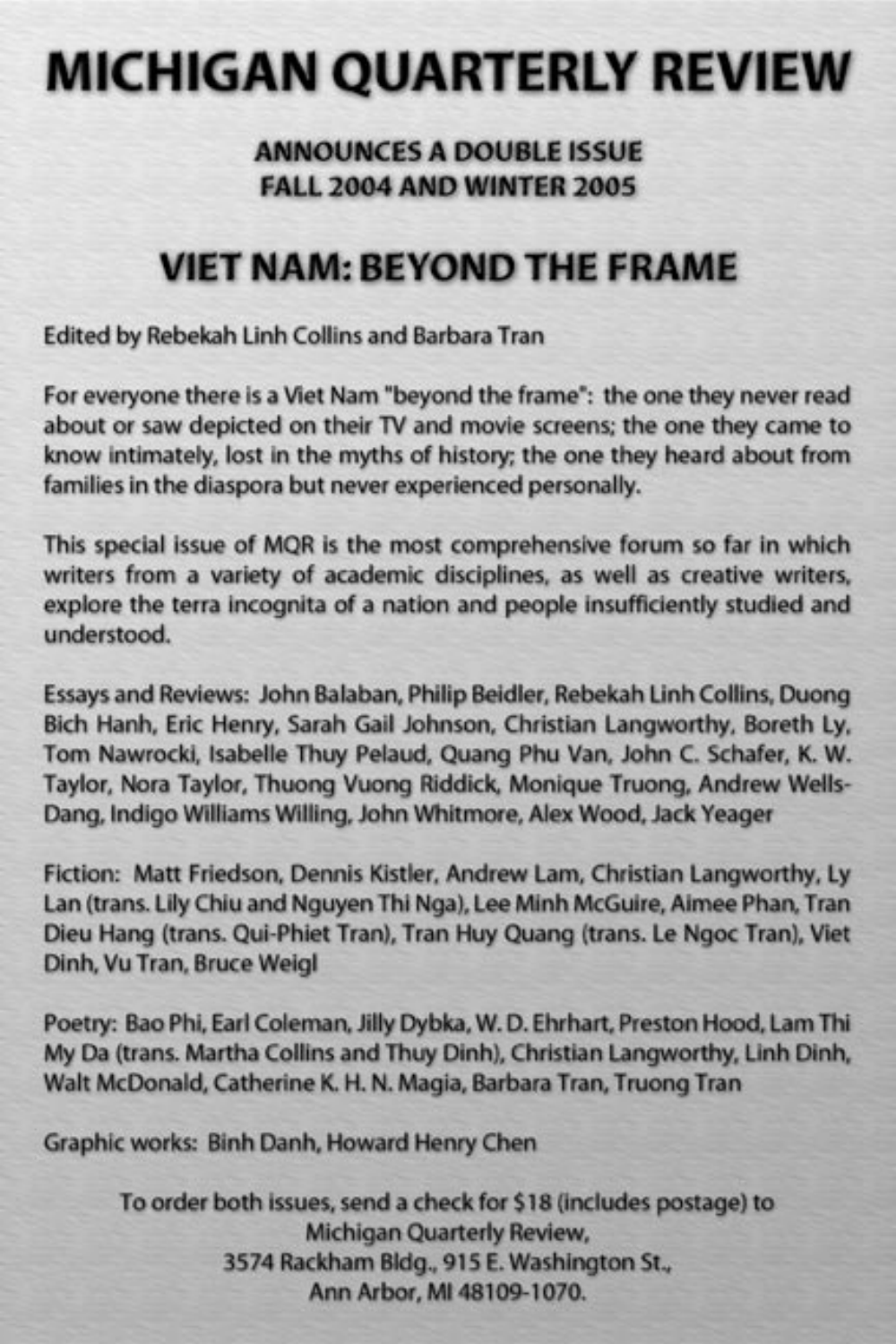# MICHIGAN QUARTERLY REVIEW

### ANNOUNCES A DOUBLE ISSUE
### FALL 2004 AND WINTER 2005

## VIET NAM: BEYOND THE FRAME

Edited by Rebekah Linh Collins and Barbara Tran

For everyone there is a Viet Nam "beyond the frame": the one they never read about or saw depicted on their TV and movie screens; the one they came to know intimately, lost in the myths of history; the one they heard about from families in the diaspora but never experienced personally.

This special issue of MQR is the most comprehensive forum so far in which writers from a variety of academic disciplines, as well as creative writers, explore the terra incognita of a nation and people insufficiently studied and understood.

Essays and Reviews: John Balaban, Philip Beidler, Rebekah Linh Collins, Duong Bich Hanh, Eric Henry, Sarah Gail Johnson, Christian Langworthy, Boreth Ly, Tom Nawrocki, Isabelle Thuy Pelaud, Quang Phu Van, John C. Schafer, K. W. Taylor, Nora Taylor, Thuong Vuong Riddick, Monique Truong, Andrew Wells-Dang, Indigo Williams Willing, John Whitmore, Alex Wood, Jack Yeager

Fiction: Matt Friedson, Dennis Kistler, Andrew Lam, Christian Langworthy, Ly Lan (trans. Lily Chiu and Nguyen Thi Nga), Lee Minh McGuire, Aimee Phan, Tran Dieu Hang (trans. Qui-Phiet Tran), Tran Huy Quang (trans. Le Ngoc Tran), Viet Dinh, Vu Tran, Bruce Weigl

Poetry: Bao Phi, Earl Coleman, Jilly Dybka, W. D. Ehrhart, Preston Hood, Lam Thi My Da (trans. Martha Collins and Thuy Dinh), Christian Langworthy, Linh Dinh, Walt McDonald, Catherine K. H. N. Magia, Barbara Tran, Truong Tran

Graphic works: Binh Danh, Howard Henry Chen

To order both issues, send a check for $18 (includes postage) to
Michigan Quarterly Review,
3574 Rackham Bldg., 915 E. Washington St.,
Ann Arbor, MI 48109-1070.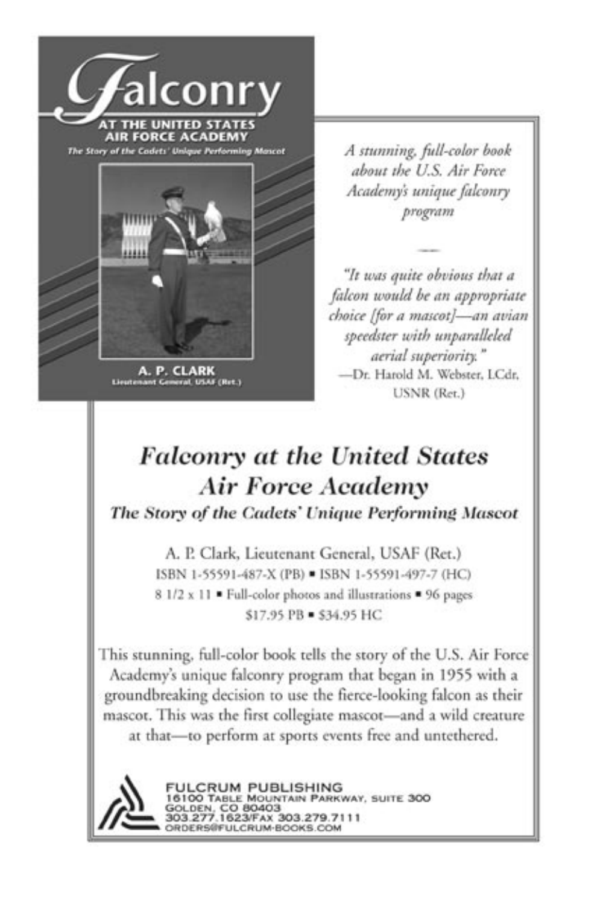*A stunning, full-color book about the U.S. Air Force Academy's unique falconry program*

*"It was quite obvious that a falcon would be an appropriate choice [for a mascot]—an avian speedster with unparalleled aerial superiority."*
—Dr. Harold M. Webster, LCdr, USNR (Ret.)

## *Falconry at the United States Air Force Academy*

### *The Story of the Cadets' Unique Performing Mascot*

A. P. Clark, Lieutenant General, USAF (Ret.)
ISBN 1-55591-487-X (PB) ▪ ISBN 1-55591-497-7 (HC)
8 1/2 x 11 ▪ Full-color photos and illustrations ▪ 96 pages
$17.95 PB ▪ $34.95 HC

This stunning, full-color book tells the story of the U.S. Air Force Academy's unique falconry program that began in 1955 with a groundbreaking decision to use the fierce-looking falcon as their mascot. This was the first collegiate mascot—and a wild creature at that—to perform at sports events free and untethered.

FULCRUM PUBLISHING
16100 Table Mountain Parkway, Suite 300
Golden, CO 80403
303.277.1623/Fax 303.279.7111
ORDERS@FULCRUM-BOOKS.COM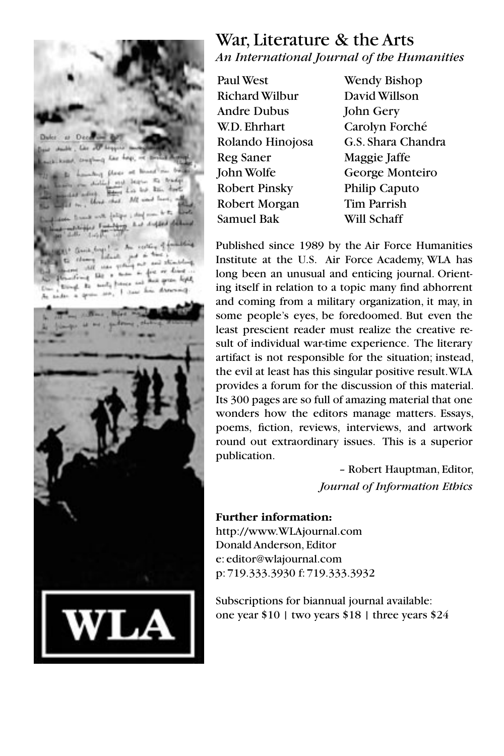# War, Literature & the Arts

*An International Journal of the Humanities*

| | |
|---|---|
| Paul West | Wendy Bishop |
| Richard Wilbur | David Willson |
| Andre Dubus | John Gery |
| W.D. Ehrhart | Carolyn Forché |
| Rolando Hinojosa | G.S. Shara Chandra |
| Reg Saner | Maggie Jaffe |
| John Wolfe | George Monteiro |
| Robert Pinsky | Philip Caputo |
| Robert Morgan | Tim Parrish |
| Samuel Bak | Will Schaff |

Published since 1989 by the Air Force Humanities Institute at the U.S. Air Force Academy, WLA has long been an unusual and enticing journal. Orienting itself in relation to a topic many find abhorrent and coming from a military organization, it may, in some people's eyes, be foredoomed. But even the least prescient reader must realize the creative result of individual war-time experience. The literary artifact is not responsible for the situation; instead, the evil at least has this singular positive result. WLA provides a forum for the discussion of this material. Its 300 pages are so full of amazing material that one wonders how the editors manage matters. Essays, poems, fiction, reviews, interviews, and artwork round out extraordinary issues. This is a superior publication.

– Robert Hauptman, Editor,
*Journal of Information Ethics*

**Further information:**
http://www.WLAjournal.com
Donald Anderson, Editor
e: editor@wlajournal.com
p: 719.333.3930 f: 719.333.3932

Subscriptions for biannual journal available:
one year $10 | two years $18 | three years $24